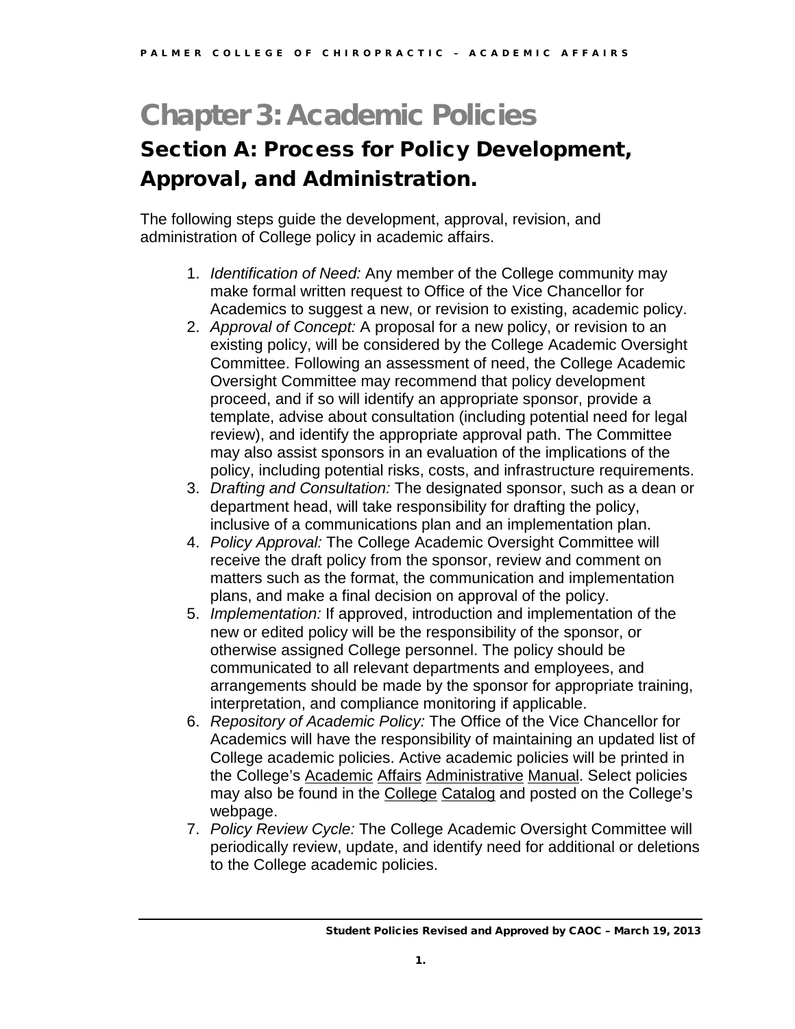# Chapter 3: Academic Policies

## Section A: Process for Policy Development, Approval, and Administration.

The following steps guide the development, approval, revision, and administration of College policy in academic affairs.

1. *Identification of Need:* Any member of the College community may make formal written request to Office of the Vice Chancellor for Academics to suggest a new, or revision to existing, academic policy.
2. *Approval of Concept:* A proposal for a new policy, or revision to an existing policy, will be considered by the College Academic Oversight Committee. Following an assessment of need, the College Academic Oversight Committee may recommend that policy development proceed, and if so will identify an appropriate sponsor, provide a template, advise about consultation (including potential need for legal review), and identify the appropriate approval path. The Committee may also assist sponsors in an evaluation of the implications of the policy, including potential risks, costs, and infrastructure requirements.
3. *Drafting and Consultation:* The designated sponsor, such as a dean or department head, will take responsibility for drafting the policy, inclusive of a communications plan and an implementation plan.
4. *Policy Approval:* The College Academic Oversight Committee will receive the draft policy from the sponsor, review and comment on matters such as the format, the communication and implementation plans, and make a final decision on approval of the policy.
5. *Implementation:* If approved, introduction and implementation of the new or edited policy will be the responsibility of the sponsor, or otherwise assigned College personnel. The policy should be communicated to all relevant departments and employees, and arrangements should be made by the sponsor for appropriate training, interpretation, and compliance monitoring if applicable.
6. *Repository of Academic Policy:* The Office of the Vice Chancellor for Academics will have the responsibility of maintaining an updated list of College academic policies. Active academic policies will be printed in the College's Academic Affairs Administrative Manual. Select policies may also be found in the College Catalog and posted on the College's webpage.
7. *Policy Review Cycle:* The College Academic Oversight Committee will periodically review, update, and identify need for additional or deletions to the College academic policies.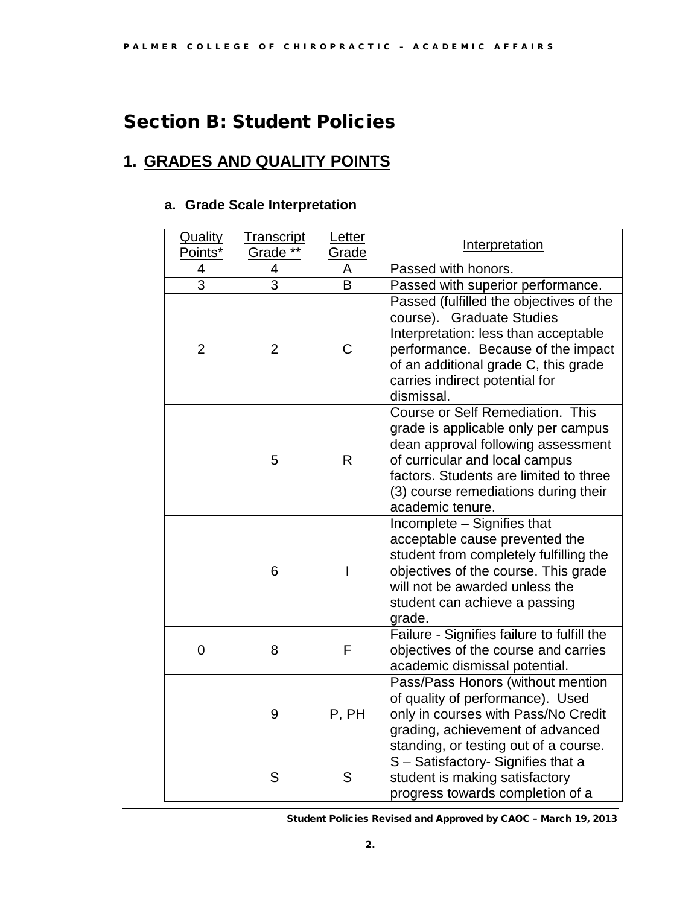# Section B: Student Policies

## 1. GRADES AND QUALITY POINTS

### a. Grade Scale Interpretation

| Quality Points* | Transcript Grade ** | Letter Grade | Interpretation |
|---|---|---|---|
| 4 | 4 | A | Passed with honors. |
| 3 | 3 | B | Passed with superior performance. |
| 2 | 2 | C | Passed (fulfilled the objectives of the course). Graduate Studies Interpretation: less than acceptable performance. Because of the impact of an additional grade C, this grade carries indirect potential for dismissal. |
| | 5 | R | Course or Self Remediation. This grade is applicable only per campus dean approval following assessment of curricular and local campus factors. Students are limited to three (3) course remediations during their academic tenure. |
| | 6 | I | Incomplete – Signifies that acceptable cause prevented the student from completely fulfilling the objectives of the course. This grade will not be awarded unless the student can achieve a passing grade. |
| 0 | 8 | F | Failure - Signifies failure to fulfill the objectives of the course and carries academic dismissal potential. |
| | 9 | P, PH | Pass/Pass Honors (without mention of quality of performance). Used only in courses with Pass/No Credit grading, achievement of advanced standing, or testing out of a course. |
| | S | S | S – Satisfactory- Signifies that a student is making satisfactory progress towards completion of a |

Student Policies Revised and Approved by CAOC – March 19, 2013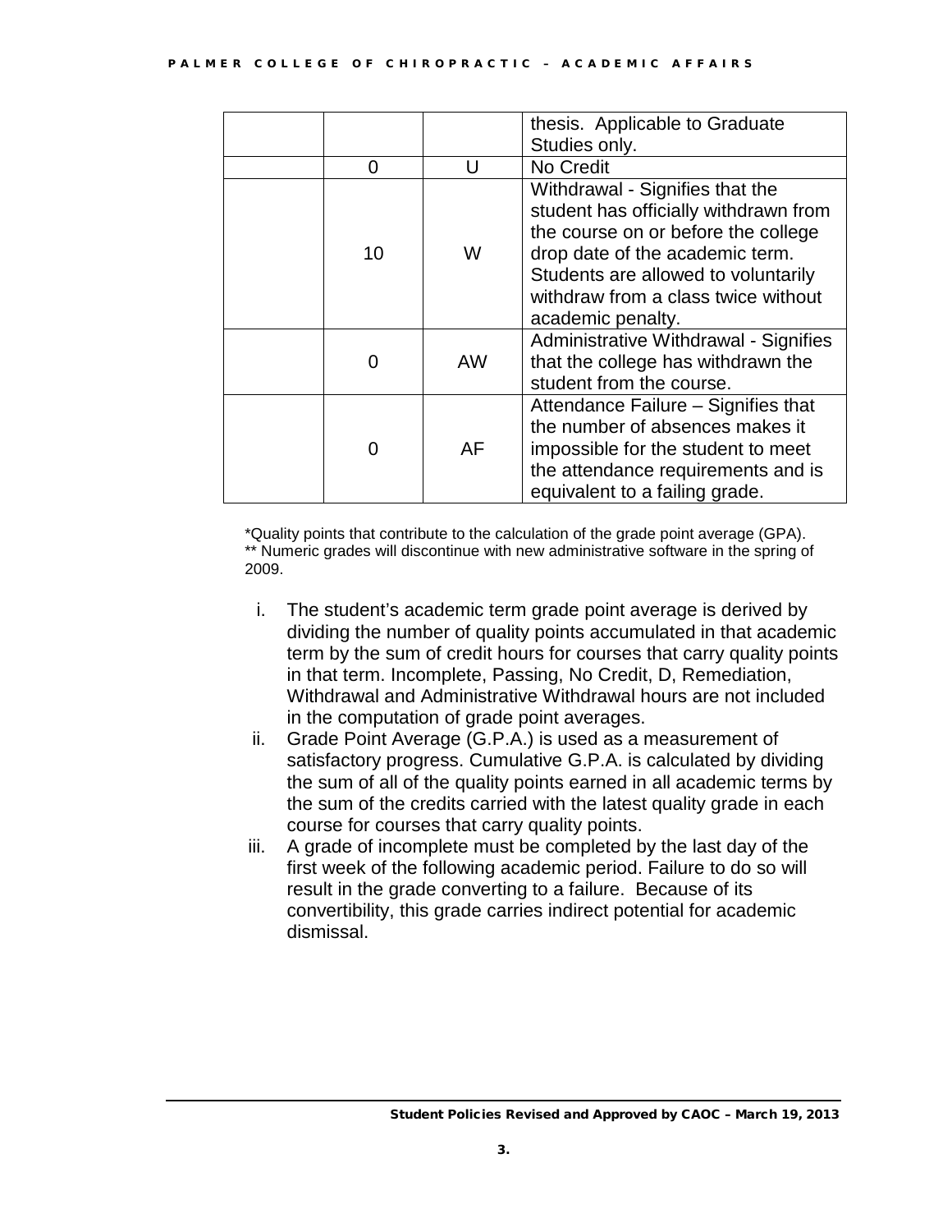| | | | |
|---|---|---|---|
| | | | thesis. Applicable to Graduate Studies only. |
| | 0 | U | No Credit |
| | 10 | W | Withdrawal - Signifies that the student has officially withdrawn from the course on or before the college drop date of the academic term. Students are allowed to voluntarily withdraw from a class twice without academic penalty. |
| | 0 | AW | Administrative Withdrawal - Signifies that the college has withdrawn the student from the course. |
| | 0 | AF | Attendance Failure – Signifies that the number of absences makes it impossible for the student to meet the attendance requirements and is equivalent to a failing grade. |

*Quality points that contribute to the calculation of the grade point average (GPA).
** Numeric grades will discontinue with new administrative software in the spring of 2009.

i. The student's academic term grade point average is derived by dividing the number of quality points accumulated in that academic term by the sum of credit hours for courses that carry quality points in that term. Incomplete, Passing, No Credit, D, Remediation, Withdrawal and Administrative Withdrawal hours are not included in the computation of grade point averages.
ii. Grade Point Average (G.P.A.) is used as a measurement of satisfactory progress. Cumulative G.P.A. is calculated by dividing the sum of all of the quality points earned in all academic terms by the sum of the credits carried with the latest quality grade in each course for courses that carry quality points.
iii. A grade of incomplete must be completed by the last day of the first week of the following academic period. Failure to do so will result in the grade converting to a failure. Because of its convertibility, this grade carries indirect potential for academic dismissal.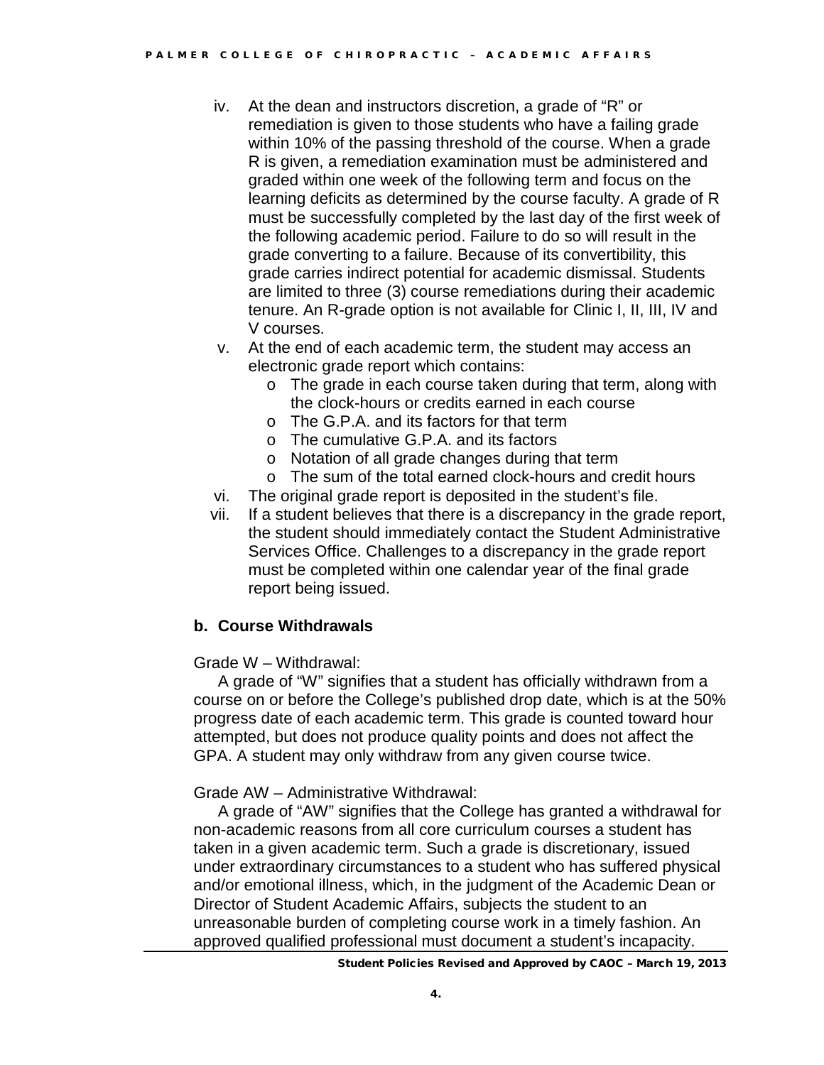iv. At the dean and instructors discretion, a grade of "R" or remediation is given to those students who have a failing grade within 10% of the passing threshold of the course. When a grade R is given, a remediation examination must be administered and graded within one week of the following term and focus on the learning deficits as determined by the course faculty. A grade of R must be successfully completed by the last day of the first week of the following academic period. Failure to do so will result in the grade converting to a failure. Because of its convertibility, this grade carries indirect potential for academic dismissal. Students are limited to three (3) course remediations during their academic tenure. An R-grade option is not available for Clinic I, II, III, IV and V courses.

v. At the end of each academic term, the student may access an electronic grade report which contains:
   - The grade in each course taken during that term, along with the clock-hours or credits earned in each course
   - The G.P.A. and its factors for that term
   - The cumulative G.P.A. and its factors
   - Notation of all grade changes during that term
   - The sum of the total earned clock-hours and credit hours

vi. The original grade report is deposited in the student's file.

vii. If a student believes that there is a discrepancy in the grade report, the student should immediately contact the Student Administrative Services Office. Challenges to a discrepancy in the grade report must be completed within one calendar year of the final grade report being issued.

### b. Course Withdrawals

Grade W – Withdrawal:

A grade of "W" signifies that a student has officially withdrawn from a course on or before the College's published drop date, which is at the 50% progress date of each academic term. This grade is counted toward hour attempted, but does not produce quality points and does not affect the GPA. A student may only withdraw from any given course twice.

Grade AW – Administrative Withdrawal:

A grade of "AW" signifies that the College has granted a withdrawal for non-academic reasons from all core curriculum courses a student has taken in a given academic term. Such a grade is discretionary, issued under extraordinary circumstances to a student who has suffered physical and/or emotional illness, which, in the judgment of the Academic Dean or Director of Student Academic Affairs, subjects the student to an unreasonable burden of completing course work in a timely fashion. An approved qualified professional must document a student's incapacity.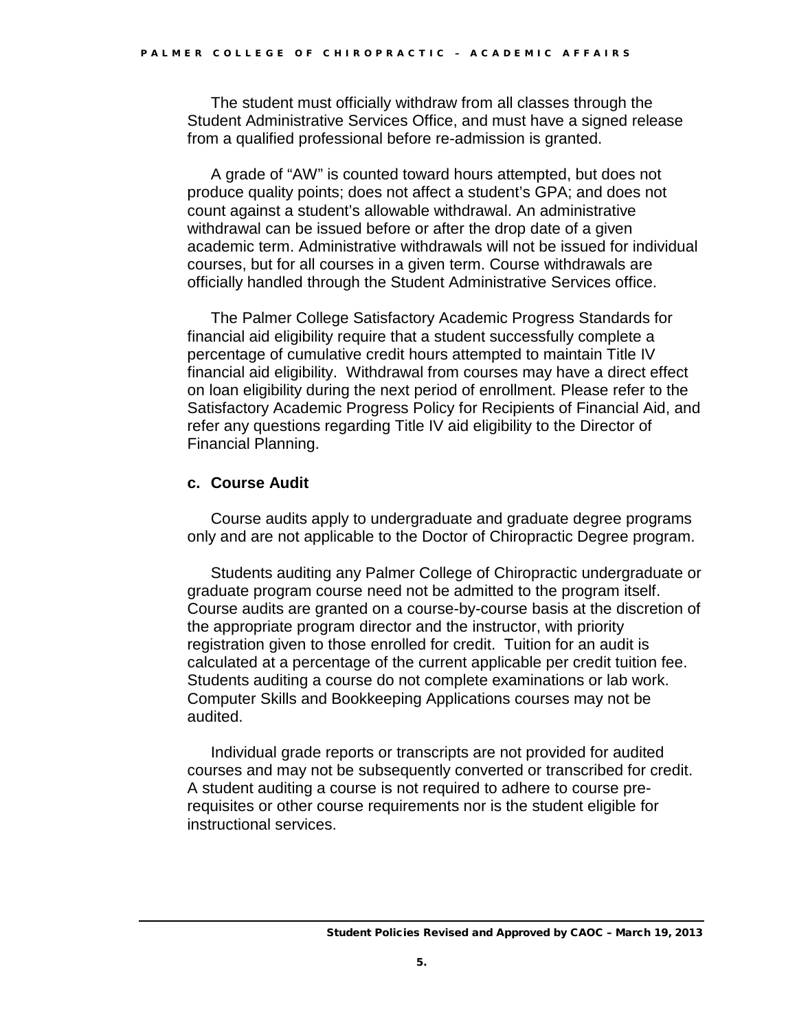The student must officially withdraw from all classes through the Student Administrative Services Office, and must have a signed release from a qualified professional before re-admission is granted.

A grade of "AW" is counted toward hours attempted, but does not produce quality points; does not affect a student's GPA; and does not count against a student's allowable withdrawal. An administrative withdrawal can be issued before or after the drop date of a given academic term. Administrative withdrawals will not be issued for individual courses, but for all courses in a given term. Course withdrawals are officially handled through the Student Administrative Services office.

The Palmer College Satisfactory Academic Progress Standards for financial aid eligibility require that a student successfully complete a percentage of cumulative credit hours attempted to maintain Title IV financial aid eligibility. Withdrawal from courses may have a direct effect on loan eligibility during the next period of enrollment. Please refer to the Satisfactory Academic Progress Policy for Recipients of Financial Aid, and refer any questions regarding Title IV aid eligibility to the Director of Financial Planning.

### c. Course Audit

Course audits apply to undergraduate and graduate degree programs only and are not applicable to the Doctor of Chiropractic Degree program.

Students auditing any Palmer College of Chiropractic undergraduate or graduate program course need not be admitted to the program itself. Course audits are granted on a course-by-course basis at the discretion of the appropriate program director and the instructor, with priority registration given to those enrolled for credit. Tuition for an audit is calculated at a percentage of the current applicable per credit tuition fee. Students auditing a course do not complete examinations or lab work. Computer Skills and Bookkeeping Applications courses may not be audited.

Individual grade reports or transcripts are not provided for audited courses and may not be subsequently converted or transcribed for credit. A student auditing a course is not required to adhere to course pre-requisites or other course requirements nor is the student eligible for instructional services.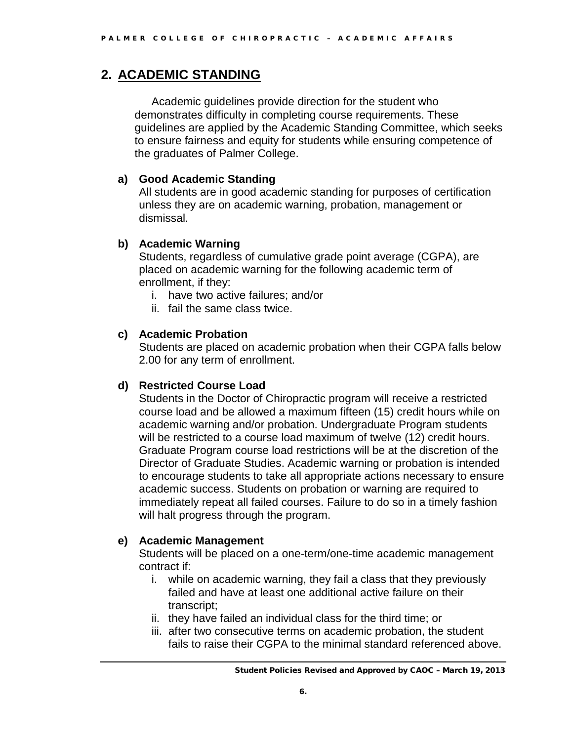## 2. ACADEMIC STANDING

Academic guidelines provide direction for the student who demonstrates difficulty in completing course requirements. These guidelines are applied by the Academic Standing Committee, which seeks to ensure fairness and equity for students while ensuring competence of the graduates of Palmer College.

### a) Good Academic Standing

All students are in good academic standing for purposes of certification unless they are on academic warning, probation, management or dismissal.

### b) Academic Warning

Students, regardless of cumulative grade point average (CGPA), are placed on academic warning for the following academic term of enrollment, if they:

i. have two active failures; and/or
ii. fail the same class twice.

### c) Academic Probation

Students are placed on academic probation when their CGPA falls below 2.00 for any term of enrollment.

### d) Restricted Course Load

Students in the Doctor of Chiropractic program will receive a restricted course load and be allowed a maximum fifteen (15) credit hours while on academic warning and/or probation. Undergraduate Program students will be restricted to a course load maximum of twelve (12) credit hours. Graduate Program course load restrictions will be at the discretion of the Director of Graduate Studies. Academic warning or probation is intended to encourage students to take all appropriate actions necessary to ensure academic success. Students on probation or warning are required to immediately repeat all failed courses. Failure to do so in a timely fashion will halt progress through the program.

### e) Academic Management

Students will be placed on a one-term/one-time academic management contract if:

i. while on academic warning, they fail a class that they previously failed and have at least one additional active failure on their transcript;
ii. they have failed an individual class for the third time; or
iii. after two consecutive terms on academic probation, the student fails to raise their CGPA to the minimal standard referenced above.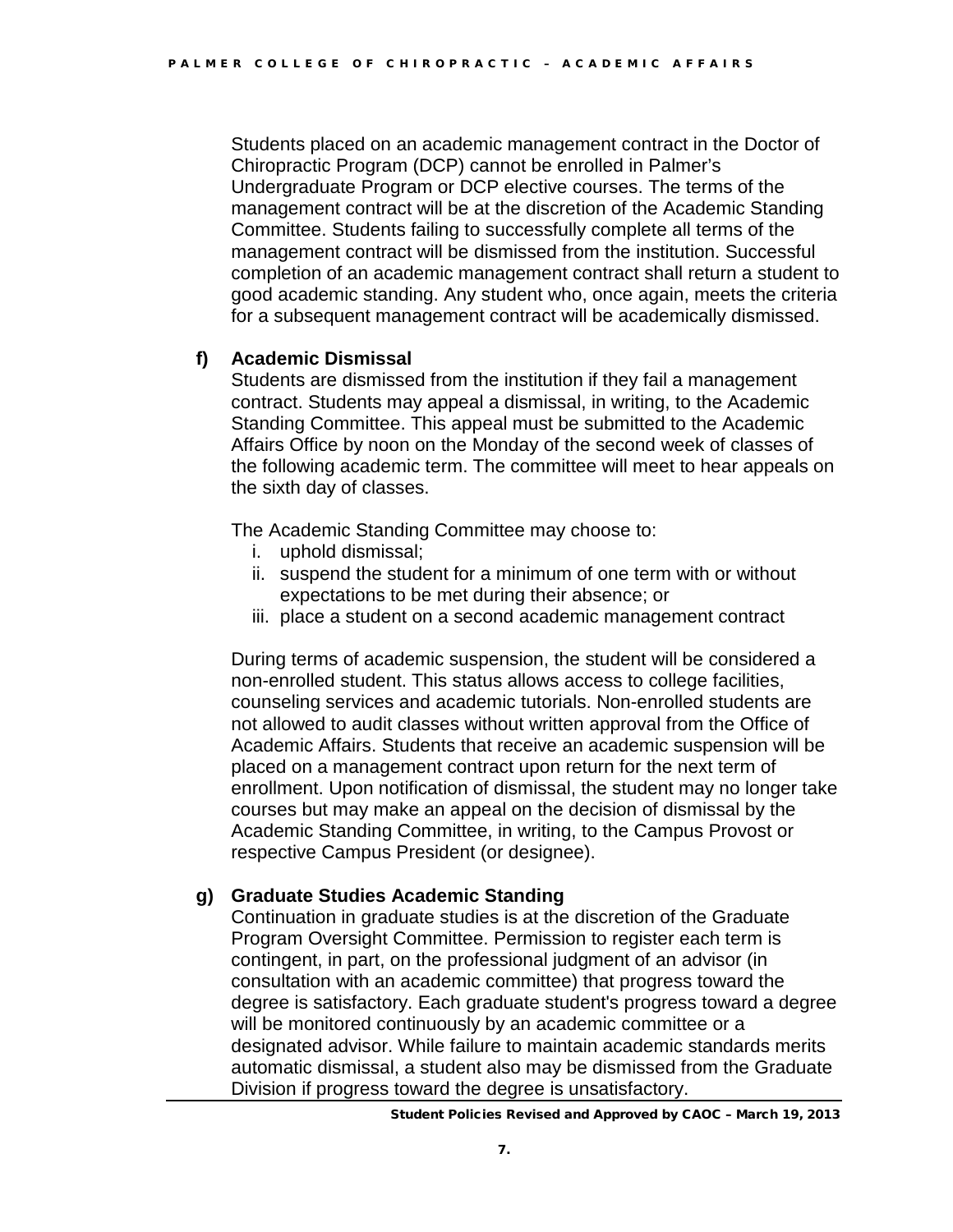Students placed on an academic management contract in the Doctor of Chiropractic Program (DCP) cannot be enrolled in Palmer's Undergraduate Program or DCP elective courses. The terms of the management contract will be at the discretion of the Academic Standing Committee. Students failing to successfully complete all terms of the management contract will be dismissed from the institution. Successful completion of an academic management contract shall return a student to good academic standing. Any student who, once again, meets the criteria for a subsequent management contract will be academically dismissed.

**f) Academic Dismissal**

Students are dismissed from the institution if they fail a management contract. Students may appeal a dismissal, in writing, to the Academic Standing Committee. This appeal must be submitted to the Academic Affairs Office by noon on the Monday of the second week of classes of the following academic term. The committee will meet to hear appeals on the sixth day of classes.

The Academic Standing Committee may choose to:

i. uphold dismissal;
ii. suspend the student for a minimum of one term with or without expectations to be met during their absence; or
iii. place a student on a second academic management contract

During terms of academic suspension, the student will be considered a non-enrolled student. This status allows access to college facilities, counseling services and academic tutorials. Non-enrolled students are not allowed to audit classes without written approval from the Office of Academic Affairs. Students that receive an academic suspension will be placed on a management contract upon return for the next term of enrollment. Upon notification of dismissal, the student may no longer take courses but may make an appeal on the decision of dismissal by the Academic Standing Committee, in writing, to the Campus Provost or respective Campus President (or designee).

**g) Graduate Studies Academic Standing**

Continuation in graduate studies is at the discretion of the Graduate Program Oversight Committee. Permission to register each term is contingent, in part, on the professional judgment of an advisor (in consultation with an academic committee) that progress toward the degree is satisfactory. Each graduate student's progress toward a degree will be monitored continuously by an academic committee or a designated advisor. While failure to maintain academic standards merits automatic dismissal, a student also may be dismissed from the Graduate Division if progress toward the degree is unsatisfactory.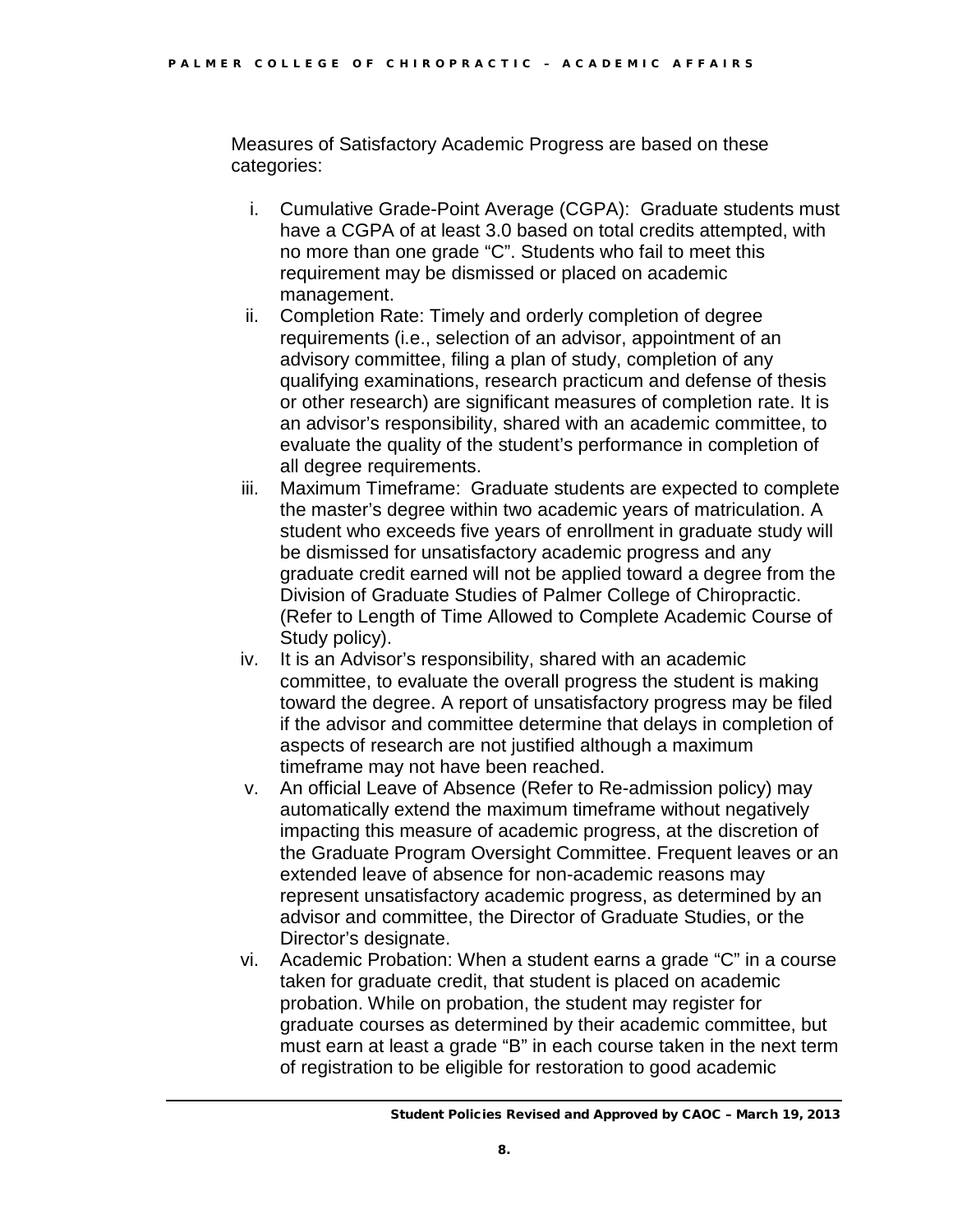Measures of Satisfactory Academic Progress are based on these categories:

i. Cumulative Grade-Point Average (CGPA): Graduate students must have a CGPA of at least 3.0 based on total credits attempted, with no more than one grade “C”. Students who fail to meet this requirement may be dismissed or placed on academic management.

ii. Completion Rate: Timely and orderly completion of degree requirements (i.e., selection of an advisor, appointment of an advisory committee, filing a plan of study, completion of any qualifying examinations, research practicum and defense of thesis or other research) are significant measures of completion rate. It is an advisor’s responsibility, shared with an academic committee, to evaluate the quality of the student’s performance in completion of all degree requirements.

iii. Maximum Timeframe: Graduate students are expected to complete the master’s degree within two academic years of matriculation. A student who exceeds five years of enrollment in graduate study will be dismissed for unsatisfactory academic progress and any graduate credit earned will not be applied toward a degree from the Division of Graduate Studies of Palmer College of Chiropractic. (Refer to Length of Time Allowed to Complete Academic Course of Study policy).

iv. It is an Advisor’s responsibility, shared with an academic committee, to evaluate the overall progress the student is making toward the degree. A report of unsatisfactory progress may be filed if the advisor and committee determine that delays in completion of aspects of research are not justified although a maximum timeframe may not have been reached.

v. An official Leave of Absence (Refer to Re-admission policy) may automatically extend the maximum timeframe without negatively impacting this measure of academic progress, at the discretion of the Graduate Program Oversight Committee. Frequent leaves or an extended leave of absence for non-academic reasons may represent unsatisfactory academic progress, as determined by an advisor and committee, the Director of Graduate Studies, or the Director’s designate.

vi. Academic Probation: When a student earns a grade “C” in a course taken for graduate credit, that student is placed on academic probation. While on probation, the student may register for graduate courses as determined by their academic committee, but must earn at least a grade “B” in each course taken in the next term of registration to be eligible for restoration to good academic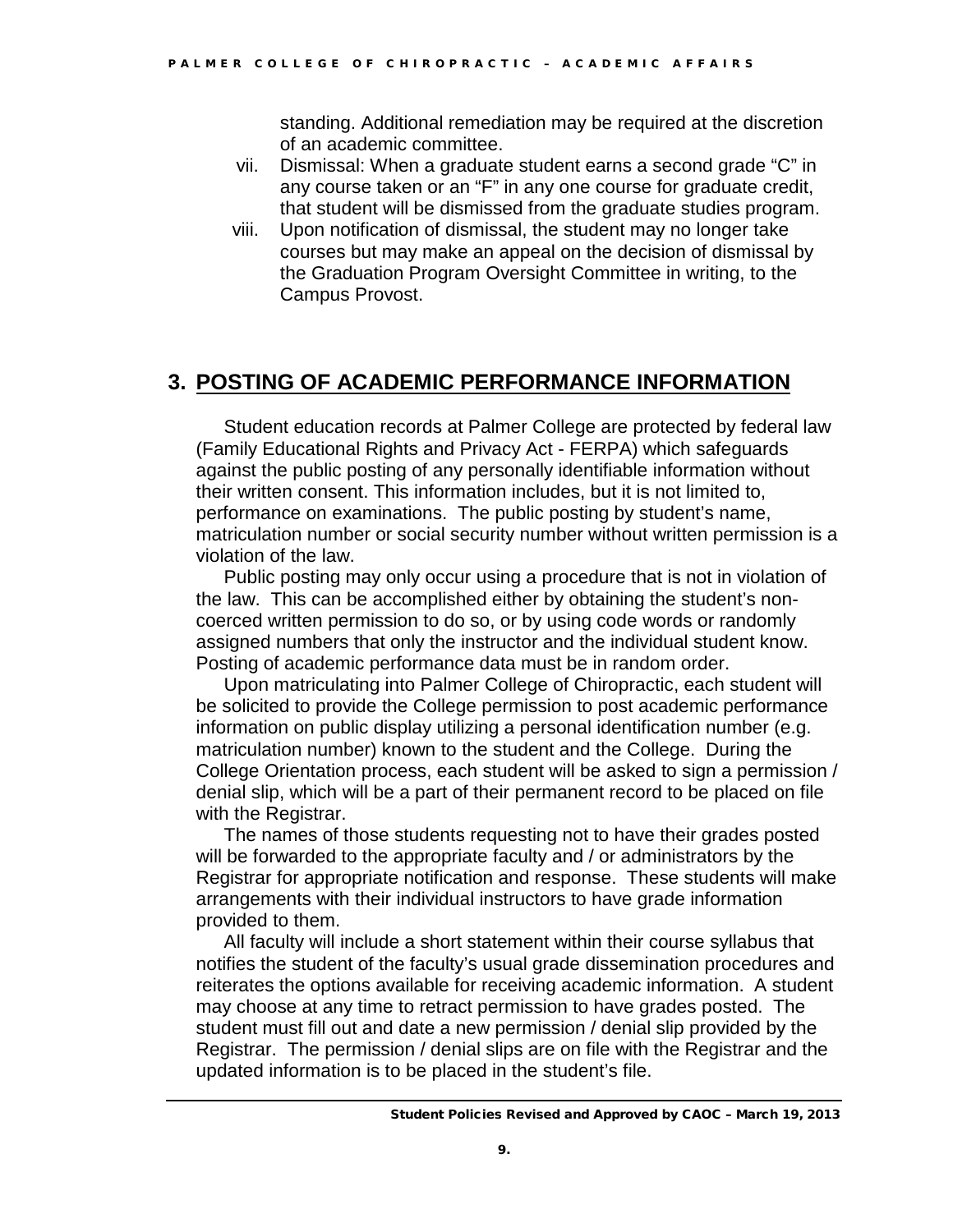standing. Additional remediation may be required at the discretion of an academic committee.

vii. Dismissal: When a graduate student earns a second grade “C” in any course taken or an “F” in any one course for graduate credit, that student will be dismissed from the graduate studies program.

viii. Upon notification of dismissal, the student may no longer take courses but may make an appeal on the decision of dismissal by the Graduation Program Oversight Committee in writing, to the Campus Provost.

## 3. POSTING OF ACADEMIC PERFORMANCE INFORMATION

Student education records at Palmer College are protected by federal law (Family Educational Rights and Privacy Act - FERPA) which safeguards against the public posting of any personally identifiable information without their written consent. This information includes, but it is not limited to, performance on examinations. The public posting by student’s name, matriculation number or social security number without written permission is a violation of the law.

Public posting may only occur using a procedure that is not in violation of the law. This can be accomplished either by obtaining the student’s non-coerced written permission to do so, or by using code words or randomly assigned numbers that only the instructor and the individual student know. Posting of academic performance data must be in random order.

Upon matriculating into Palmer College of Chiropractic, each student will be solicited to provide the College permission to post academic performance information on public display utilizing a personal identification number (e.g. matriculation number) known to the student and the College. During the College Orientation process, each student will be asked to sign a permission / denial slip, which will be a part of their permanent record to be placed on file with the Registrar.

The names of those students requesting not to have their grades posted will be forwarded to the appropriate faculty and / or administrators by the Registrar for appropriate notification and response. These students will make arrangements with their individual instructors to have grade information provided to them.

All faculty will include a short statement within their course syllabus that notifies the student of the faculty’s usual grade dissemination procedures and reiterates the options available for receiving academic information. A student may choose at any time to retract permission to have grades posted. The student must fill out and date a new permission / denial slip provided by the Registrar. The permission / denial slips are on file with the Registrar and the updated information is to be placed in the student’s file.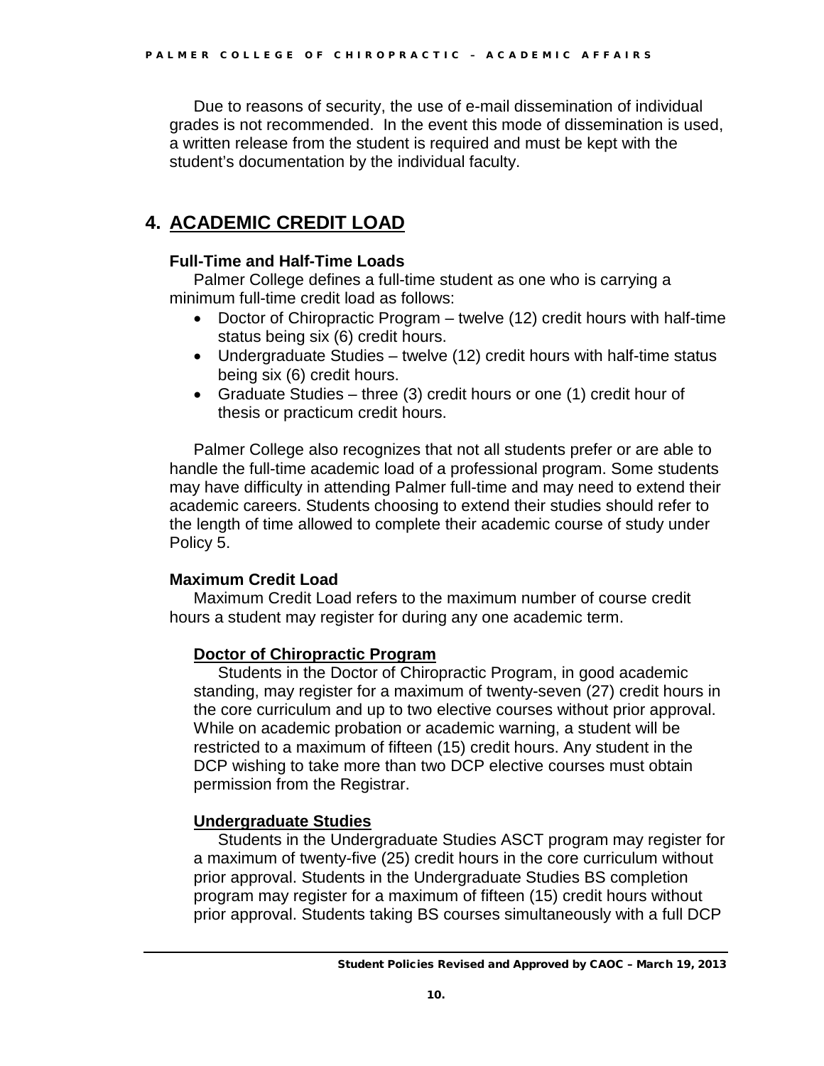Due to reasons of security, the use of e-mail dissemination of individual grades is not recommended. In the event this mode of dissemination is used, a written release from the student is required and must be kept with the student's documentation by the individual faculty.

# 4. ACADEMIC CREDIT LOAD

### Full-Time and Half-Time Loads

Palmer College defines a full-time student as one who is carrying a minimum full-time credit load as follows:

- Doctor of Chiropractic Program – twelve (12) credit hours with half-time status being six (6) credit hours.
- Undergraduate Studies – twelve (12) credit hours with half-time status being six (6) credit hours.
- Graduate Studies – three (3) credit hours or one (1) credit hour of thesis or practicum credit hours.

Palmer College also recognizes that not all students prefer or are able to handle the full-time academic load of a professional program. Some students may have difficulty in attending Palmer full-time and may need to extend their academic careers. Students choosing to extend their studies should refer to the length of time allowed to complete their academic course of study under Policy 5.

### Maximum Credit Load

Maximum Credit Load refers to the maximum number of course credit hours a student may register for during any one academic term.

#### Doctor of Chiropractic Program

Students in the Doctor of Chiropractic Program, in good academic standing, may register for a maximum of twenty-seven (27) credit hours in the core curriculum and up to two elective courses without prior approval. While on academic probation or academic warning, a student will be restricted to a maximum of fifteen (15) credit hours. Any student in the DCP wishing to take more than two DCP elective courses must obtain permission from the Registrar.

#### Undergraduate Studies

Students in the Undergraduate Studies ASCT program may register for a maximum of twenty-five (25) credit hours in the core curriculum without prior approval. Students in the Undergraduate Studies BS completion program may register for a maximum of fifteen (15) credit hours without prior approval. Students taking BS courses simultaneously with a full DCP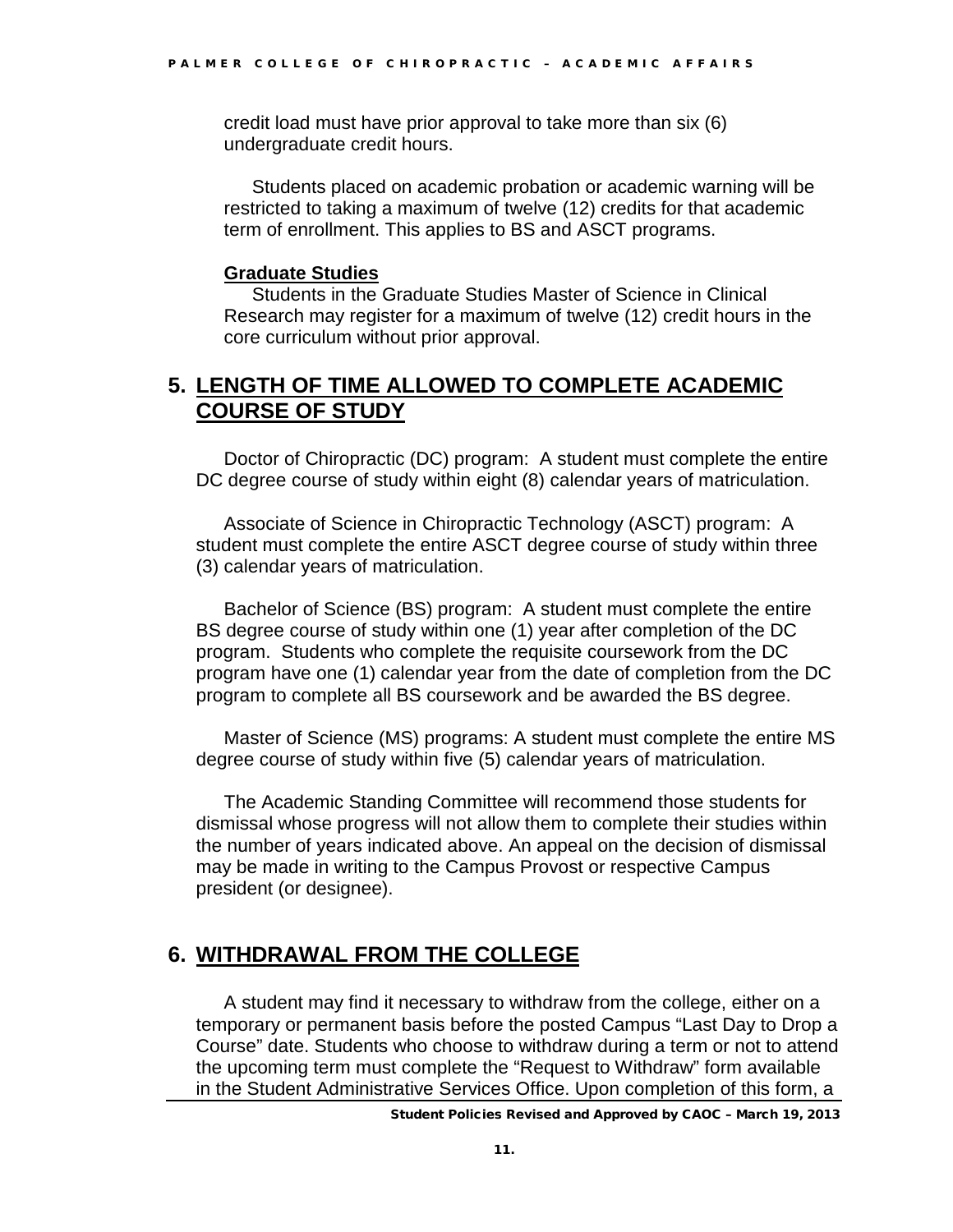credit load must have prior approval to take more than six (6) undergraduate credit hours.

Students placed on academic probation or academic warning will be restricted to taking a maximum of twelve (12) credits for that academic term of enrollment. This applies to BS and ASCT programs.

**Graduate Studies**

Students in the Graduate Studies Master of Science in Clinical Research may register for a maximum of twelve (12) credit hours in the core curriculum without prior approval.

## 5. LENGTH OF TIME ALLOWED TO COMPLETE ACADEMIC COURSE OF STUDY

Doctor of Chiropractic (DC) program: A student must complete the entire DC degree course of study within eight (8) calendar years of matriculation.

Associate of Science in Chiropractic Technology (ASCT) program: A student must complete the entire ASCT degree course of study within three (3) calendar years of matriculation.

Bachelor of Science (BS) program: A student must complete the entire BS degree course of study within one (1) year after completion of the DC program. Students who complete the requisite coursework from the DC program have one (1) calendar year from the date of completion from the DC program to complete all BS coursework and be awarded the BS degree.

Master of Science (MS) programs: A student must complete the entire MS degree course of study within five (5) calendar years of matriculation.

The Academic Standing Committee will recommend those students for dismissal whose progress will not allow them to complete their studies within the number of years indicated above. An appeal on the decision of dismissal may be made in writing to the Campus Provost or respective Campus president (or designee).

## 6. WITHDRAWAL FROM THE COLLEGE

A student may find it necessary to withdraw from the college, either on a temporary or permanent basis before the posted Campus "Last Day to Drop a Course" date. Students who choose to withdraw during a term or not to attend the upcoming term must complete the "Request to Withdraw" form available in the Student Administrative Services Office. Upon completion of this form, a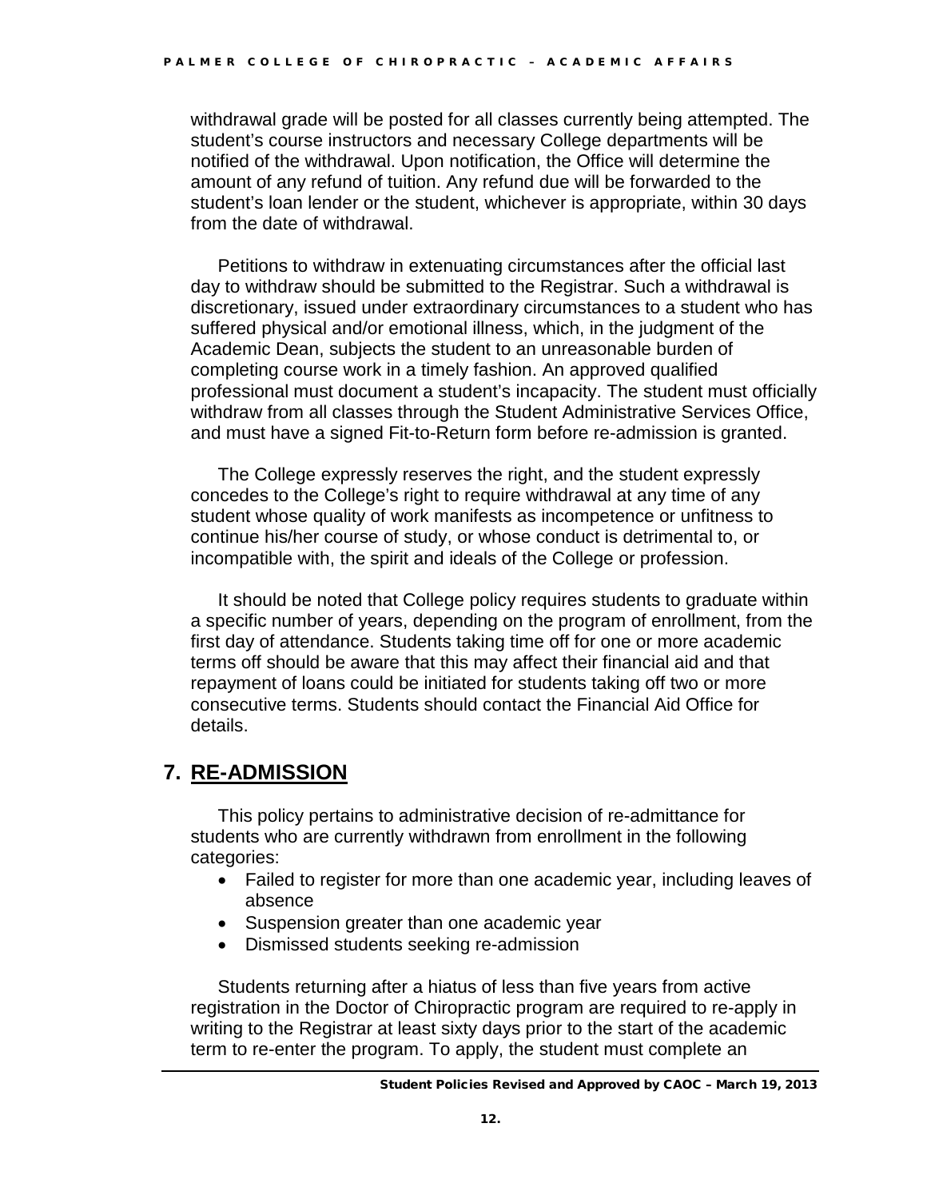withdrawal grade will be posted for all classes currently being attempted. The student's course instructors and necessary College departments will be notified of the withdrawal. Upon notification, the Office will determine the amount of any refund of tuition. Any refund due will be forwarded to the student's loan lender or the student, whichever is appropriate, within 30 days from the date of withdrawal.

Petitions to withdraw in extenuating circumstances after the official last day to withdraw should be submitted to the Registrar. Such a withdrawal is discretionary, issued under extraordinary circumstances to a student who has suffered physical and/or emotional illness, which, in the judgment of the Academic Dean, subjects the student to an unreasonable burden of completing course work in a timely fashion. An approved qualified professional must document a student's incapacity. The student must officially withdraw from all classes through the Student Administrative Services Office, and must have a signed Fit-to-Return form before re-admission is granted.

The College expressly reserves the right, and the student expressly concedes to the College's right to require withdrawal at any time of any student whose quality of work manifests as incompetence or unfitness to continue his/her course of study, or whose conduct is detrimental to, or incompatible with, the spirit and ideals of the College or profession.

It should be noted that College policy requires students to graduate within a specific number of years, depending on the program of enrollment, from the first day of attendance. Students taking time off for one or more academic terms off should be aware that this may affect their financial aid and that repayment of loans could be initiated for students taking off two or more consecutive terms. Students should contact the Financial Aid Office for details.

## 7. RE-ADMISSION

This policy pertains to administrative decision of re-admittance for students who are currently withdrawn from enrollment in the following categories:

- Failed to register for more than one academic year, including leaves of absence
- Suspension greater than one academic year
- Dismissed students seeking re-admission

Students returning after a hiatus of less than five years from active registration in the Doctor of Chiropractic program are required to re-apply in writing to the Registrar at least sixty days prior to the start of the academic term to re-enter the program. To apply, the student must complete an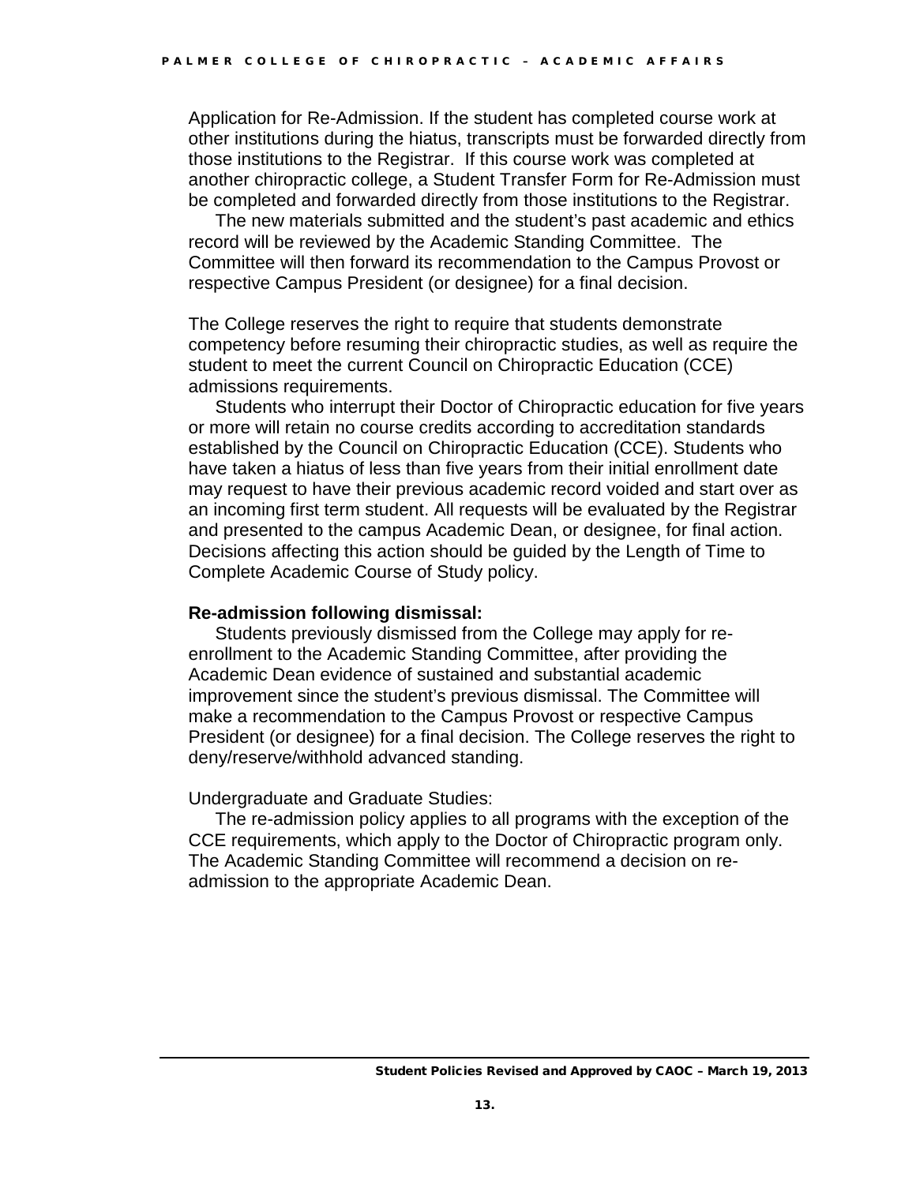Application for Re-Admission. If the student has completed course work at other institutions during the hiatus, transcripts must be forwarded directly from those institutions to the Registrar. If this course work was completed at another chiropractic college, a Student Transfer Form for Re-Admission must be completed and forwarded directly from those institutions to the Registrar.

The new materials submitted and the student's past academic and ethics record will be reviewed by the Academic Standing Committee. The Committee will then forward its recommendation to the Campus Provost or respective Campus President (or designee) for a final decision.

The College reserves the right to require that students demonstrate competency before resuming their chiropractic studies, as well as require the student to meet the current Council on Chiropractic Education (CCE) admissions requirements.

Students who interrupt their Doctor of Chiropractic education for five years or more will retain no course credits according to accreditation standards established by the Council on Chiropractic Education (CCE). Students who have taken a hiatus of less than five years from their initial enrollment date may request to have their previous academic record voided and start over as an incoming first term student. All requests will be evaluated by the Registrar and presented to the campus Academic Dean, or designee, for final action. Decisions affecting this action should be guided by the Length of Time to Complete Academic Course of Study policy.

**Re-admission following dismissal:**

Students previously dismissed from the College may apply for re-enrollment to the Academic Standing Committee, after providing the Academic Dean evidence of sustained and substantial academic improvement since the student's previous dismissal. The Committee will make a recommendation to the Campus Provost or respective Campus President (or designee) for a final decision. The College reserves the right to deny/reserve/withhold advanced standing.

Undergraduate and Graduate Studies:

The re-admission policy applies to all programs with the exception of the CCE requirements, which apply to the Doctor of Chiropractic program only. The Academic Standing Committee will recommend a decision on re-admission to the appropriate Academic Dean.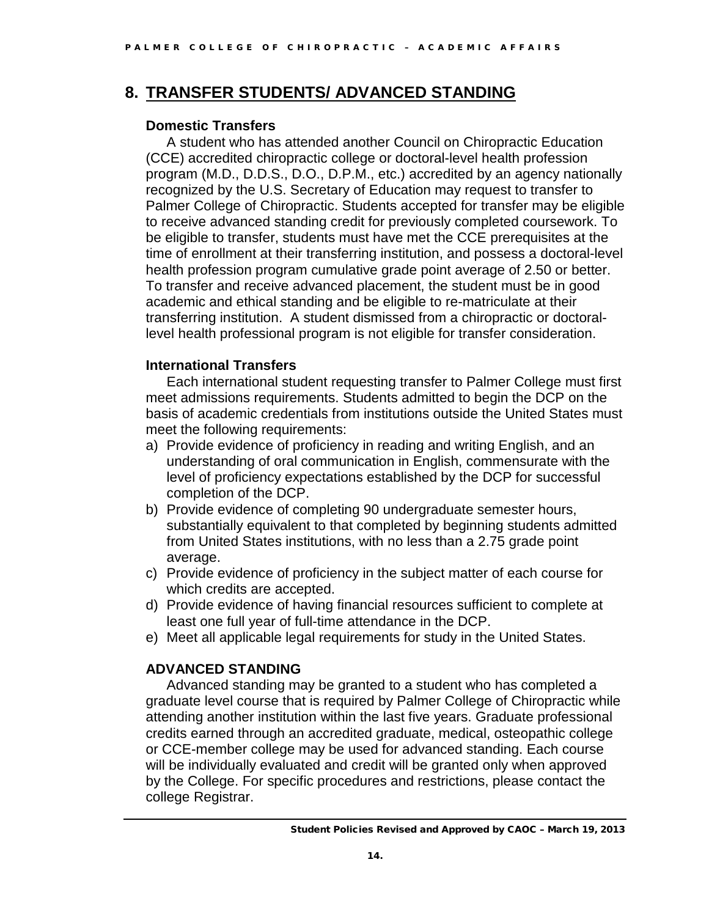## 8. TRANSFER STUDENTS/ ADVANCED STANDING

### Domestic Transfers

A student who has attended another Council on Chiropractic Education (CCE) accredited chiropractic college or doctoral-level health profession program (M.D., D.D.S., D.O., D.P.M., etc.) accredited by an agency nationally recognized by the U.S. Secretary of Education may request to transfer to Palmer College of Chiropractic. Students accepted for transfer may be eligible to receive advanced standing credit for previously completed coursework. To be eligible to transfer, students must have met the CCE prerequisites at the time of enrollment at their transferring institution, and possess a doctoral-level health profession program cumulative grade point average of 2.50 or better. To transfer and receive advanced placement, the student must be in good academic and ethical standing and be eligible to re-matriculate at their transferring institution. A student dismissed from a chiropractic or doctoral-level health professional program is not eligible for transfer consideration.

### International Transfers

Each international student requesting transfer to Palmer College must first meet admissions requirements. Students admitted to begin the DCP on the basis of academic credentials from institutions outside the United States must meet the following requirements:

a) Provide evidence of proficiency in reading and writing English, and an understanding of oral communication in English, commensurate with the level of proficiency expectations established by the DCP for successful completion of the DCP.
b) Provide evidence of completing 90 undergraduate semester hours, substantially equivalent to that completed by beginning students admitted from United States institutions, with no less than a 2.75 grade point average.
c) Provide evidence of proficiency in the subject matter of each course for which credits are accepted.
d) Provide evidence of having financial resources sufficient to complete at least one full year of full-time attendance in the DCP.
e) Meet all applicable legal requirements for study in the United States.

### ADVANCED STANDING

Advanced standing may be granted to a student who has completed a graduate level course that is required by Palmer College of Chiropractic while attending another institution within the last five years. Graduate professional credits earned through an accredited graduate, medical, osteopathic college or CCE-member college may be used for advanced standing. Each course will be individually evaluated and credit will be granted only when approved by the College. For specific procedures and restrictions, please contact the college Registrar.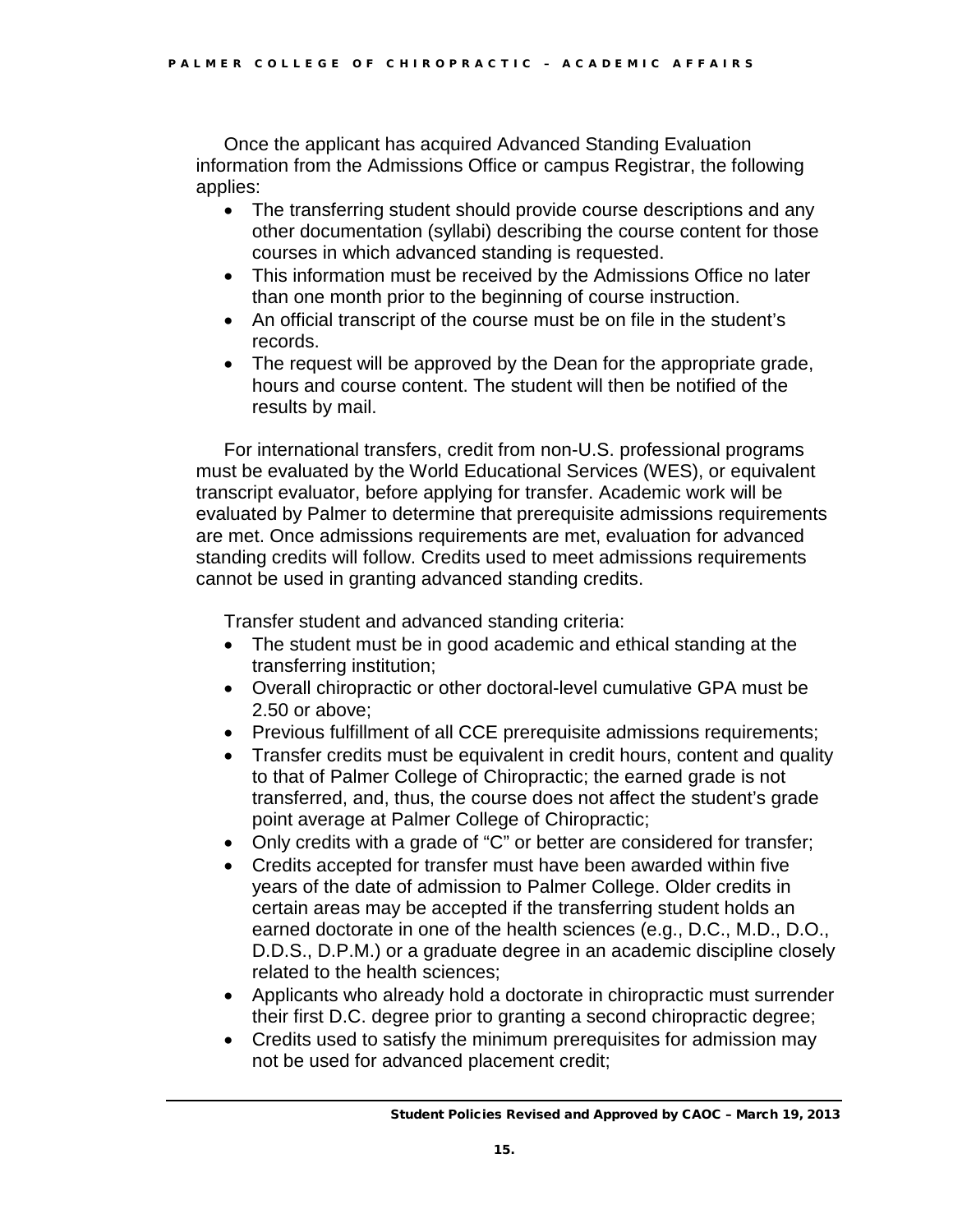Once the applicant has acquired Advanced Standing Evaluation information from the Admissions Office or campus Registrar, the following applies:

- The transferring student should provide course descriptions and any other documentation (syllabi) describing the course content for those courses in which advanced standing is requested.
- This information must be received by the Admissions Office no later than one month prior to the beginning of course instruction.
- An official transcript of the course must be on file in the student's records.
- The request will be approved by the Dean for the appropriate grade, hours and course content. The student will then be notified of the results by mail.

For international transfers, credit from non-U.S. professional programs must be evaluated by the World Educational Services (WES), or equivalent transcript evaluator, before applying for transfer. Academic work will be evaluated by Palmer to determine that prerequisite admissions requirements are met. Once admissions requirements are met, evaluation for advanced standing credits will follow. Credits used to meet admissions requirements cannot be used in granting advanced standing credits.

Transfer student and advanced standing criteria:

- The student must be in good academic and ethical standing at the transferring institution;
- Overall chiropractic or other doctoral-level cumulative GPA must be 2.50 or above;
- Previous fulfillment of all CCE prerequisite admissions requirements;
- Transfer credits must be equivalent in credit hours, content and quality to that of Palmer College of Chiropractic; the earned grade is not transferred, and, thus, the course does not affect the student's grade point average at Palmer College of Chiropractic;
- Only credits with a grade of "C" or better are considered for transfer;
- Credits accepted for transfer must have been awarded within five years of the date of admission to Palmer College. Older credits in certain areas may be accepted if the transferring student holds an earned doctorate in one of the health sciences (e.g., D.C., M.D., D.O., D.D.S., D.P.M.) or a graduate degree in an academic discipline closely related to the health sciences;
- Applicants who already hold a doctorate in chiropractic must surrender their first D.C. degree prior to granting a second chiropractic degree;
- Credits used to satisfy the minimum prerequisites for admission may not be used for advanced placement credit;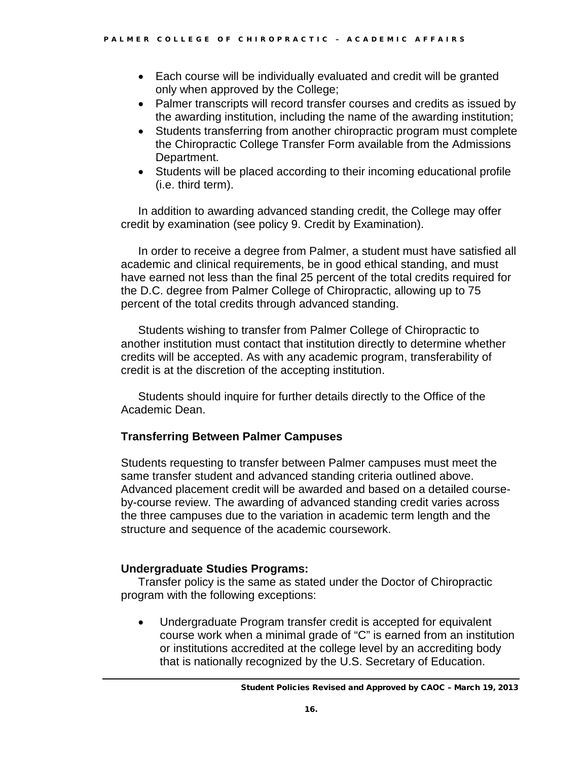- Each course will be individually evaluated and credit will be granted only when approved by the College;
- Palmer transcripts will record transfer courses and credits as issued by the awarding institution, including the name of the awarding institution;
- Students transferring from another chiropractic program must complete the Chiropractic College Transfer Form available from the Admissions Department.
- Students will be placed according to their incoming educational profile (i.e. third term).

In addition to awarding advanced standing credit, the College may offer credit by examination (see policy 9. Credit by Examination).

In order to receive a degree from Palmer, a student must have satisfied all academic and clinical requirements, be in good ethical standing, and must have earned not less than the final 25 percent of the total credits required for the D.C. degree from Palmer College of Chiropractic, allowing up to 75 percent of the total credits through advanced standing.

Students wishing to transfer from Palmer College of Chiropractic to another institution must contact that institution directly to determine whether credits will be accepted. As with any academic program, transferability of credit is at the discretion of the accepting institution.

Students should inquire for further details directly to the Office of the Academic Dean.

**Transferring Between Palmer Campuses**

Students requesting to transfer between Palmer campuses must meet the same transfer student and advanced standing criteria outlined above. Advanced placement credit will be awarded and based on a detailed course-by-course review. The awarding of advanced standing credit varies across the three campuses due to the variation in academic term length and the structure and sequence of the academic coursework.

**Undergraduate Studies Programs:**

Transfer policy is the same as stated under the Doctor of Chiropractic program with the following exceptions:

- Undergraduate Program transfer credit is accepted for equivalent course work when a minimal grade of "C" is earned from an institution or institutions accredited at the college level by an accrediting body that is nationally recognized by the U.S. Secretary of Education.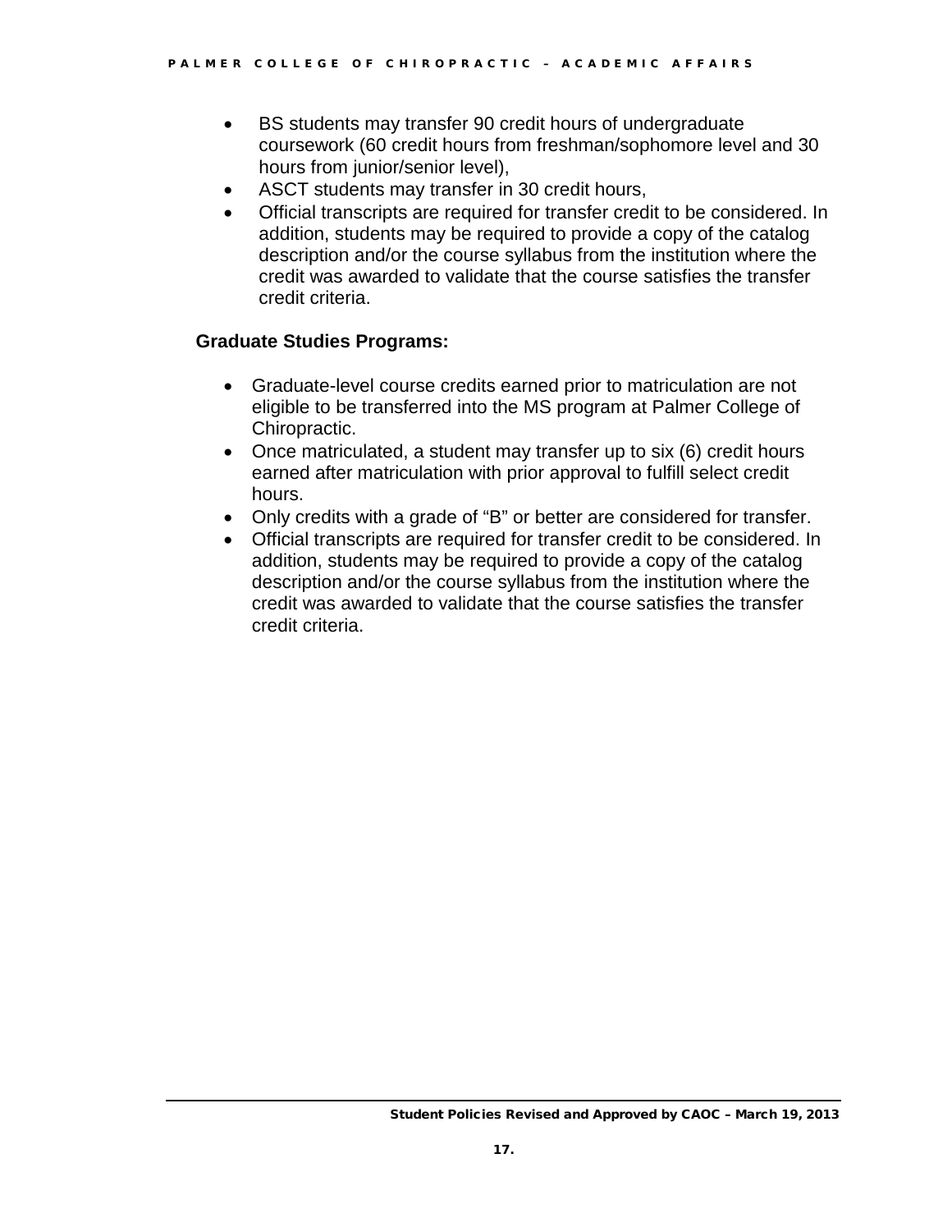- BS students may transfer 90 credit hours of undergraduate coursework (60 credit hours from freshman/sophomore level and 30 hours from junior/senior level),
- ASCT students may transfer in 30 credit hours,
- Official transcripts are required for transfer credit to be considered. In addition, students may be required to provide a copy of the catalog description and/or the course syllabus from the institution where the credit was awarded to validate that the course satisfies the transfer credit criteria.

**Graduate Studies Programs:**

- Graduate-level course credits earned prior to matriculation are not eligible to be transferred into the MS program at Palmer College of Chiropractic.
- Once matriculated, a student may transfer up to six (6) credit hours earned after matriculation with prior approval to fulfill select credit hours.
- Only credits with a grade of "B" or better are considered for transfer.
- Official transcripts are required for transfer credit to be considered. In addition, students may be required to provide a copy of the catalog description and/or the course syllabus from the institution where the credit was awarded to validate that the course satisfies the transfer credit criteria.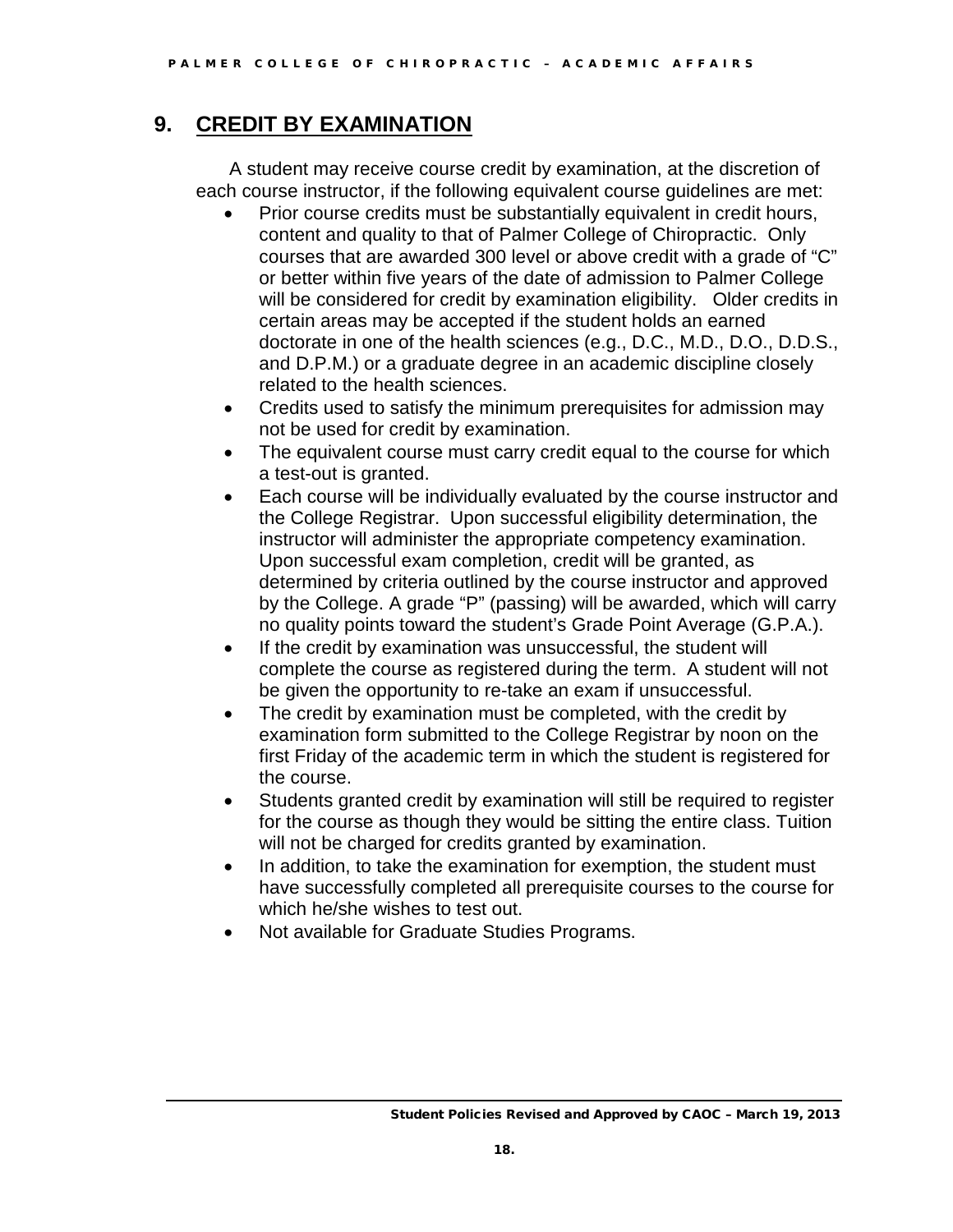## 9. CREDIT BY EXAMINATION

A student may receive course credit by examination, at the discretion of each course instructor, if the following equivalent course guidelines are met:

- Prior course credits must be substantially equivalent in credit hours, content and quality to that of Palmer College of Chiropractic. Only courses that are awarded 300 level or above credit with a grade of "C" or better within five years of the date of admission to Palmer College will be considered for credit by examination eligibility. Older credits in certain areas may be accepted if the student holds an earned doctorate in one of the health sciences (e.g., D.C., M.D., D.O., D.D.S., and D.P.M.) or a graduate degree in an academic discipline closely related to the health sciences.
- Credits used to satisfy the minimum prerequisites for admission may not be used for credit by examination.
- The equivalent course must carry credit equal to the course for which a test-out is granted.
- Each course will be individually evaluated by the course instructor and the College Registrar. Upon successful eligibility determination, the instructor will administer the appropriate competency examination. Upon successful exam completion, credit will be granted, as determined by criteria outlined by the course instructor and approved by the College. A grade "P" (passing) will be awarded, which will carry no quality points toward the student's Grade Point Average (G.P.A.).
- If the credit by examination was unsuccessful, the student will complete the course as registered during the term. A student will not be given the opportunity to re-take an exam if unsuccessful.
- The credit by examination must be completed, with the credit by examination form submitted to the College Registrar by noon on the first Friday of the academic term in which the student is registered for the course.
- Students granted credit by examination will still be required to register for the course as though they would be sitting the entire class. Tuition will not be charged for credits granted by examination.
- In addition, to take the examination for exemption, the student must have successfully completed all prerequisite courses to the course for which he/she wishes to test out.
- Not available for Graduate Studies Programs.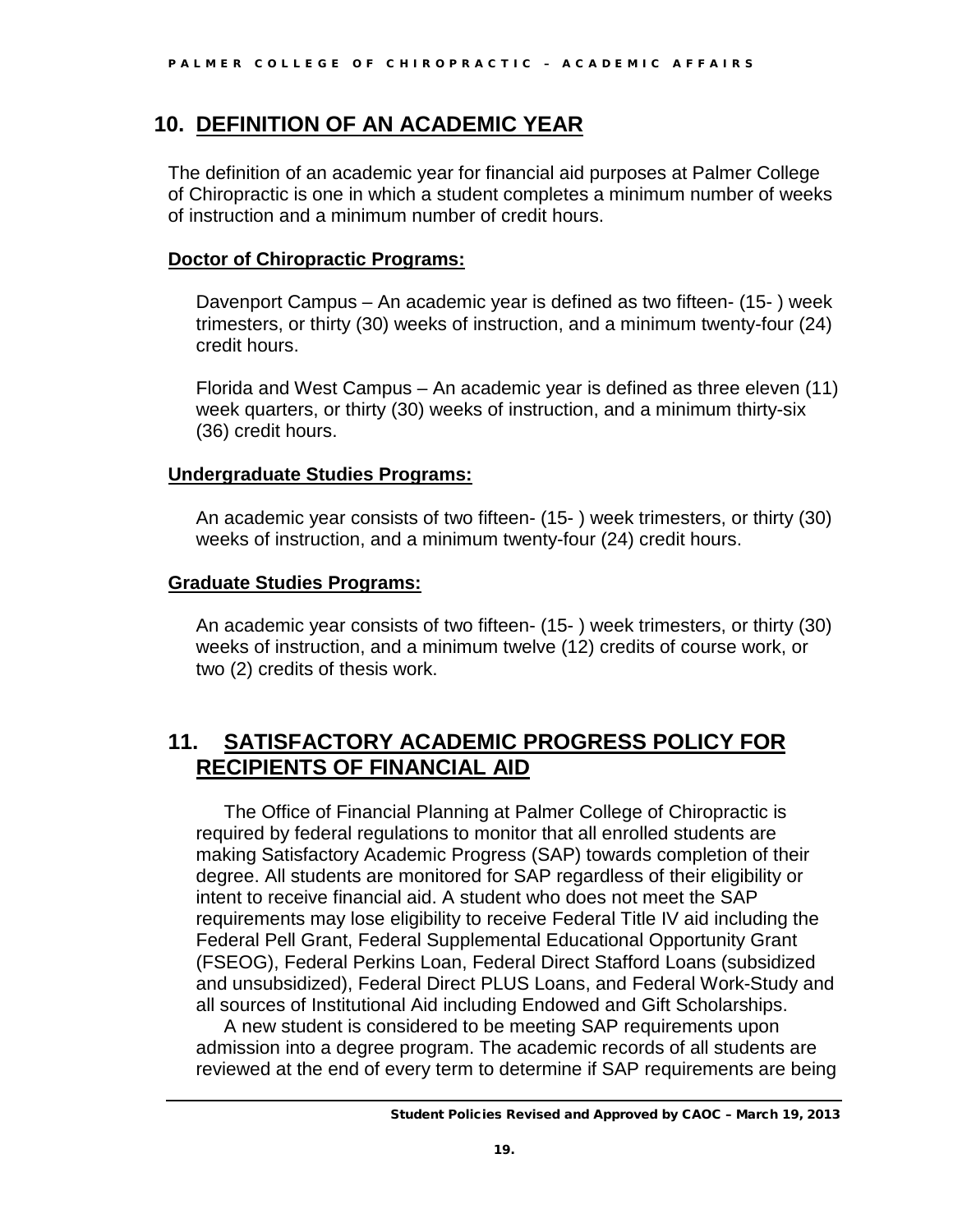## 10. DEFINITION OF AN ACADEMIC YEAR

The definition of an academic year for financial aid purposes at Palmer College of Chiropractic is one in which a student completes a minimum number of weeks of instruction and a minimum number of credit hours.

### Doctor of Chiropractic Programs:

Davenport Campus – An academic year is defined as two fifteen- (15- ) week trimesters, or thirty (30) weeks of instruction, and a minimum twenty-four (24) credit hours.

Florida and West Campus – An academic year is defined as three eleven (11) week quarters, or thirty (30) weeks of instruction, and a minimum thirty-six (36) credit hours.

### Undergraduate Studies Programs:

An academic year consists of two fifteen- (15- ) week trimesters, or thirty (30) weeks of instruction, and a minimum twenty-four (24) credit hours.

### Graduate Studies Programs:

An academic year consists of two fifteen- (15- ) week trimesters, or thirty (30) weeks of instruction, and a minimum twelve (12) credits of course work, or two (2) credits of thesis work.

## 11. SATISFACTORY ACADEMIC PROGRESS POLICY FOR RECIPIENTS OF FINANCIAL AID

The Office of Financial Planning at Palmer College of Chiropractic is required by federal regulations to monitor that all enrolled students are making Satisfactory Academic Progress (SAP) towards completion of their degree. All students are monitored for SAP regardless of their eligibility or intent to receive financial aid. A student who does not meet the SAP requirements may lose eligibility to receive Federal Title IV aid including the Federal Pell Grant, Federal Supplemental Educational Opportunity Grant (FSEOG), Federal Perkins Loan, Federal Direct Stafford Loans (subsidized and unsubsidized), Federal Direct PLUS Loans, and Federal Work-Study and all sources of Institutional Aid including Endowed and Gift Scholarships.

A new student is considered to be meeting SAP requirements upon admission into a degree program. The academic records of all students are reviewed at the end of every term to determine if SAP requirements are being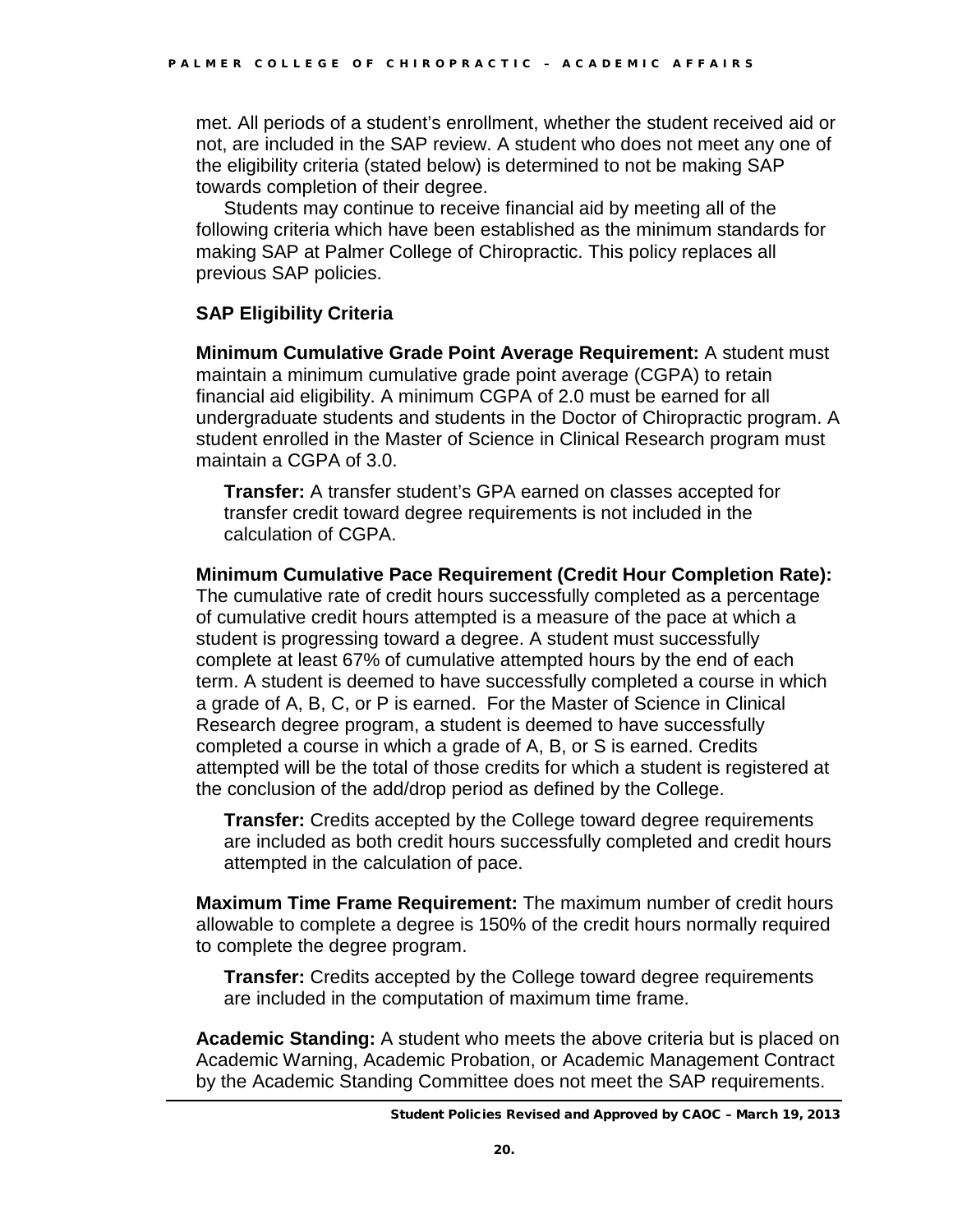met. All periods of a student's enrollment, whether the student received aid or not, are included in the SAP review. A student who does not meet any one of the eligibility criteria (stated below) is determined to not be making SAP towards completion of their degree.

Students may continue to receive financial aid by meeting all of the following criteria which have been established as the minimum standards for making SAP at Palmer College of Chiropractic. This policy replaces all previous SAP policies.

### SAP Eligibility Criteria

**Minimum Cumulative Grade Point Average Requirement:** A student must maintain a minimum cumulative grade point average (CGPA) to retain financial aid eligibility. A minimum CGPA of 2.0 must be earned for all undergraduate students and students in the Doctor of Chiropractic program. A student enrolled in the Master of Science in Clinical Research program must maintain a CGPA of 3.0.

**Transfer:** A transfer student's GPA earned on classes accepted for transfer credit toward degree requirements is not included in the calculation of CGPA.

**Minimum Cumulative Pace Requirement (Credit Hour Completion Rate):** The cumulative rate of credit hours successfully completed as a percentage of cumulative credit hours attempted is a measure of the pace at which a student is progressing toward a degree. A student must successfully complete at least 67% of cumulative attempted hours by the end of each term. A student is deemed to have successfully completed a course in which a grade of A, B, C, or P is earned. For the Master of Science in Clinical Research degree program, a student is deemed to have successfully completed a course in which a grade of A, B, or S is earned. Credits attempted will be the total of those credits for which a student is registered at the conclusion of the add/drop period as defined by the College.

**Transfer:** Credits accepted by the College toward degree requirements are included as both credit hours successfully completed and credit hours attempted in the calculation of pace.

**Maximum Time Frame Requirement:** The maximum number of credit hours allowable to complete a degree is 150% of the credit hours normally required to complete the degree program.

**Transfer:** Credits accepted by the College toward degree requirements are included in the computation of maximum time frame.

**Academic Standing:** A student who meets the above criteria but is placed on Academic Warning, Academic Probation, or Academic Management Contract by the Academic Standing Committee does not meet the SAP requirements.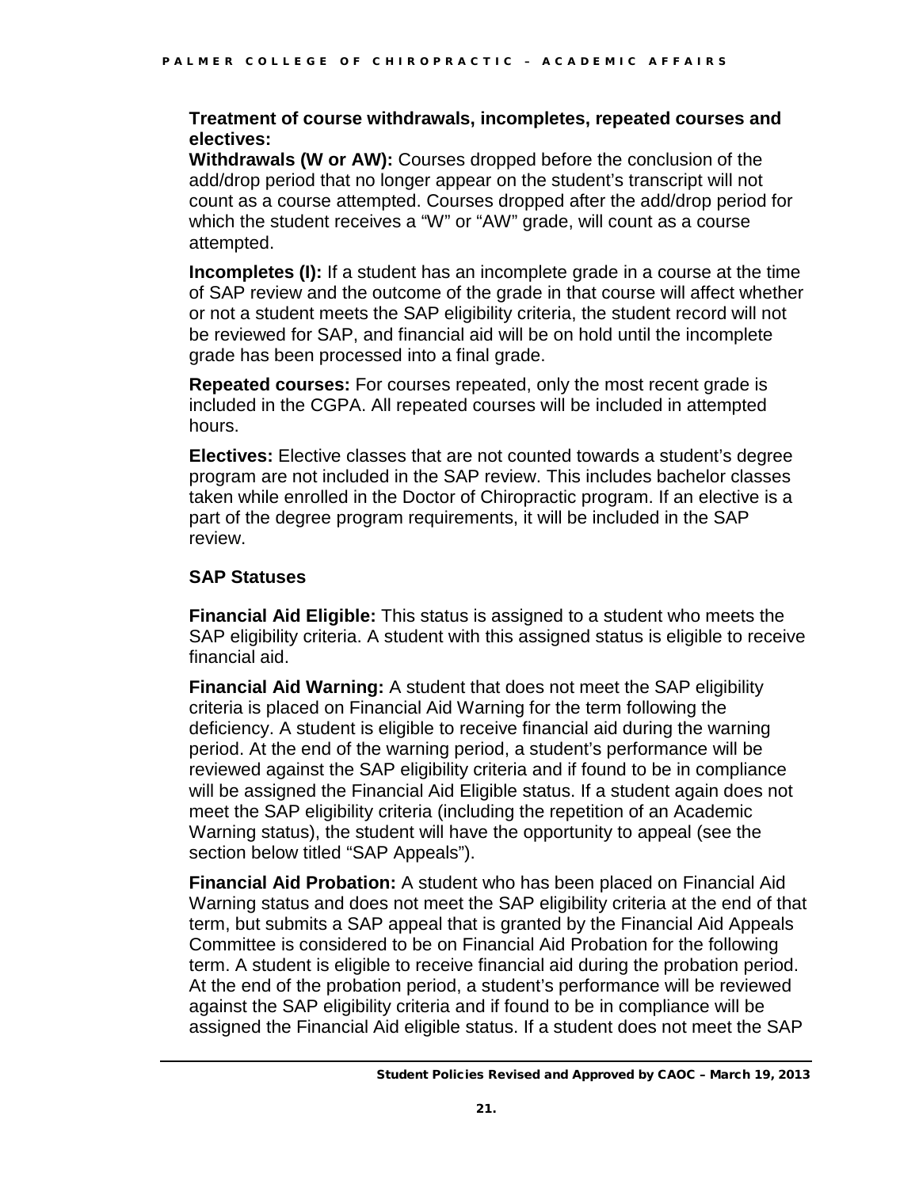**Treatment of course withdrawals, incompletes, repeated courses and electives:**

**Withdrawals (W or AW):** Courses dropped before the conclusion of the add/drop period that no longer appear on the student's transcript will not count as a course attempted. Courses dropped after the add/drop period for which the student receives a "W" or "AW" grade, will count as a course attempted.

**Incompletes (I):** If a student has an incomplete grade in a course at the time of SAP review and the outcome of the grade in that course will affect whether or not a student meets the SAP eligibility criteria, the student record will not be reviewed for SAP, and financial aid will be on hold until the incomplete grade has been processed into a final grade.

**Repeated courses:** For courses repeated, only the most recent grade is included in the CGPA. All repeated courses will be included in attempted hours.

**Electives:** Elective classes that are not counted towards a student's degree program are not included in the SAP review. This includes bachelor classes taken while enrolled in the Doctor of Chiropractic program. If an elective is a part of the degree program requirements, it will be included in the SAP review.

## SAP Statuses

**Financial Aid Eligible:** This status is assigned to a student who meets the SAP eligibility criteria. A student with this assigned status is eligible to receive financial aid.

**Financial Aid Warning:** A student that does not meet the SAP eligibility criteria is placed on Financial Aid Warning for the term following the deficiency. A student is eligible to receive financial aid during the warning period. At the end of the warning period, a student's performance will be reviewed against the SAP eligibility criteria and if found to be in compliance will be assigned the Financial Aid Eligible status. If a student again does not meet the SAP eligibility criteria (including the repetition of an Academic Warning status), the student will have the opportunity to appeal (see the section below titled "SAP Appeals").

**Financial Aid Probation:** A student who has been placed on Financial Aid Warning status and does not meet the SAP eligibility criteria at the end of that term, but submits a SAP appeal that is granted by the Financial Aid Appeals Committee is considered to be on Financial Aid Probation for the following term. A student is eligible to receive financial aid during the probation period. At the end of the probation period, a student's performance will be reviewed against the SAP eligibility criteria and if found to be in compliance will be assigned the Financial Aid eligible status. If a student does not meet the SAP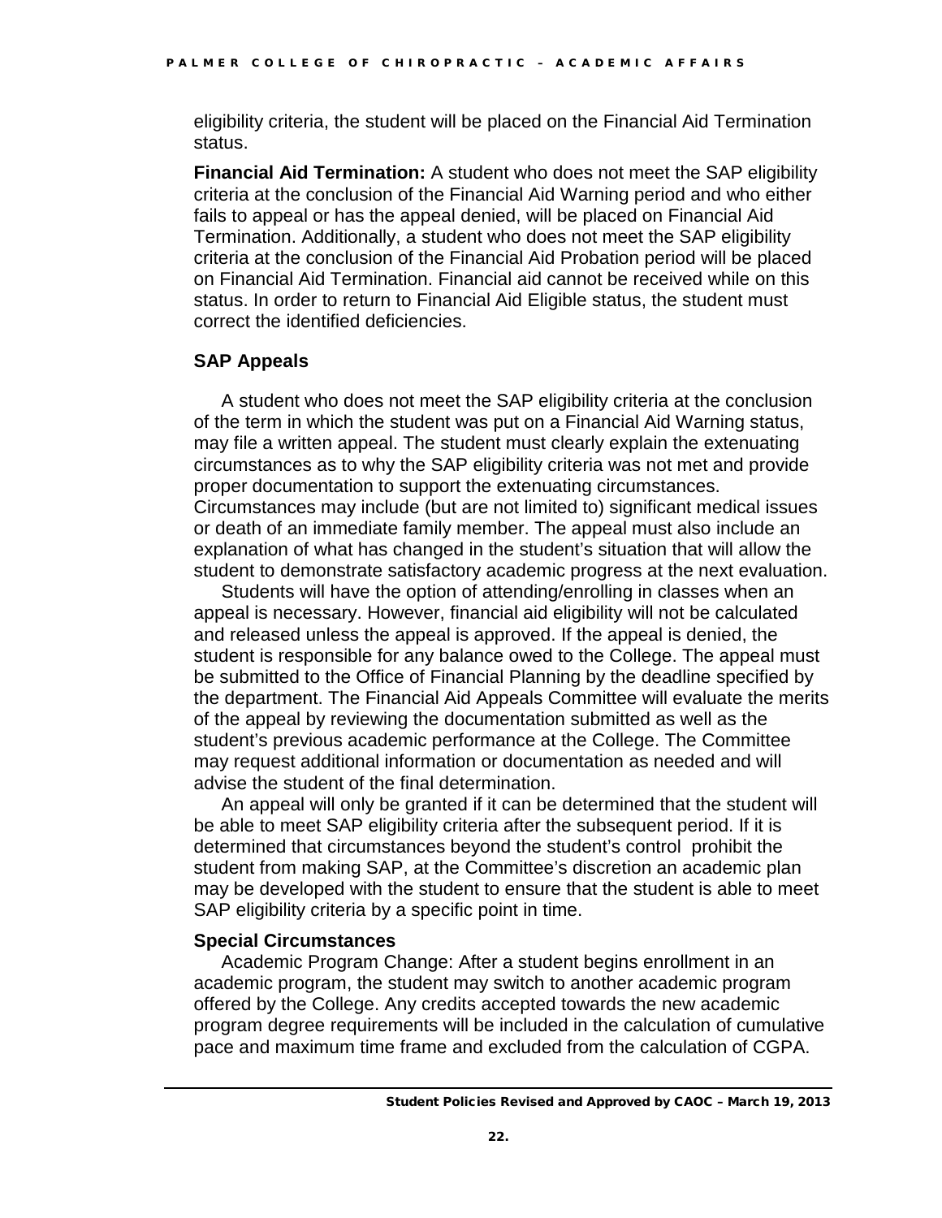eligibility criteria, the student will be placed on the Financial Aid Termination status.

**Financial Aid Termination:** A student who does not meet the SAP eligibility criteria at the conclusion of the Financial Aid Warning period and who either fails to appeal or has the appeal denied, will be placed on Financial Aid Termination. Additionally, a student who does not meet the SAP eligibility criteria at the conclusion of the Financial Aid Probation period will be placed on Financial Aid Termination. Financial aid cannot be received while on this status. In order to return to Financial Aid Eligible status, the student must correct the identified deficiencies.

### SAP Appeals

A student who does not meet the SAP eligibility criteria at the conclusion of the term in which the student was put on a Financial Aid Warning status, may file a written appeal. The student must clearly explain the extenuating circumstances as to why the SAP eligibility criteria was not met and provide proper documentation to support the extenuating circumstances. Circumstances may include (but are not limited to) significant medical issues or death of an immediate family member. The appeal must also include an explanation of what has changed in the student's situation that will allow the student to demonstrate satisfactory academic progress at the next evaluation.

Students will have the option of attending/enrolling in classes when an appeal is necessary. However, financial aid eligibility will not be calculated and released unless the appeal is approved. If the appeal is denied, the student is responsible for any balance owed to the College. The appeal must be submitted to the Office of Financial Planning by the deadline specified by the department. The Financial Aid Appeals Committee will evaluate the merits of the appeal by reviewing the documentation submitted as well as the student's previous academic performance at the College. The Committee may request additional information or documentation as needed and will advise the student of the final determination.

An appeal will only be granted if it can be determined that the student will be able to meet SAP eligibility criteria after the subsequent period. If it is determined that circumstances beyond the student's control prohibit the student from making SAP, at the Committee's discretion an academic plan may be developed with the student to ensure that the student is able to meet SAP eligibility criteria by a specific point in time.

### Special Circumstances

Academic Program Change: After a student begins enrollment in an academic program, the student may switch to another academic program offered by the College. Any credits accepted towards the new academic program degree requirements will be included in the calculation of cumulative pace and maximum time frame and excluded from the calculation of CGPA.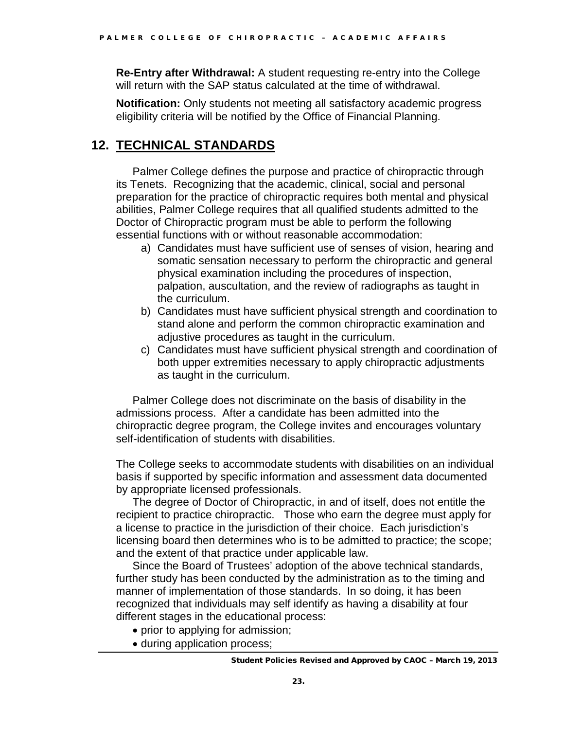**Re-Entry after Withdrawal:** A student requesting re-entry into the College will return with the SAP status calculated at the time of withdrawal.

**Notification:** Only students not meeting all satisfactory academic progress eligibility criteria will be notified by the Office of Financial Planning.

## 12. TECHNICAL STANDARDS

Palmer College defines the purpose and practice of chiropractic through its Tenets. Recognizing that the academic, clinical, social and personal preparation for the practice of chiropractic requires both mental and physical abilities, Palmer College requires that all qualified students admitted to the Doctor of Chiropractic program must be able to perform the following essential functions with or without reasonable accommodation:

a) Candidates must have sufficient use of senses of vision, hearing and somatic sensation necessary to perform the chiropractic and general physical examination including the procedures of inspection, palpation, auscultation, and the review of radiographs as taught in the curriculum.
b) Candidates must have sufficient physical strength and coordination to stand alone and perform the common chiropractic examination and adjustive procedures as taught in the curriculum.
c) Candidates must have sufficient physical strength and coordination of both upper extremities necessary to apply chiropractic adjustments as taught in the curriculum.

Palmer College does not discriminate on the basis of disability in the admissions process. After a candidate has been admitted into the chiropractic degree program, the College invites and encourages voluntary self-identification of students with disabilities.

The College seeks to accommodate students with disabilities on an individual basis if supported by specific information and assessment data documented by appropriate licensed professionals.

The degree of Doctor of Chiropractic, in and of itself, does not entitle the recipient to practice chiropractic. Those who earn the degree must apply for a license to practice in the jurisdiction of their choice. Each jurisdiction's licensing board then determines who is to be admitted to practice; the scope; and the extent of that practice under applicable law.

Since the Board of Trustees' adoption of the above technical standards, further study has been conducted by the administration as to the timing and manner of implementation of those standards. In so doing, it has been recognized that individuals may self identify as having a disability at four different stages in the educational process:

- prior to applying for admission;
- during application process;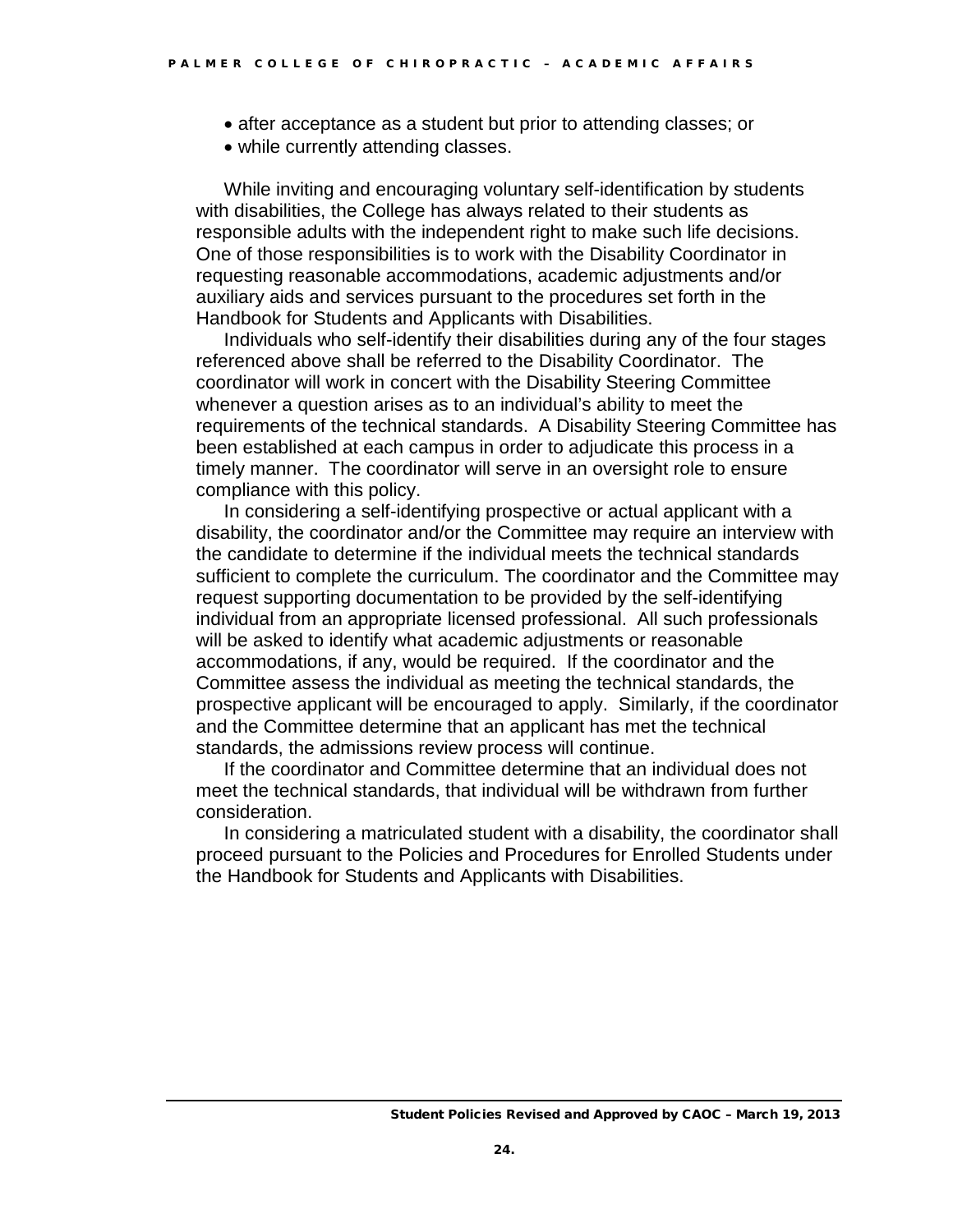- after acceptance as a student but prior to attending classes; or
- while currently attending classes.

While inviting and encouraging voluntary self-identification by students with disabilities, the College has always related to their students as responsible adults with the independent right to make such life decisions. One of those responsibilities is to work with the Disability Coordinator in requesting reasonable accommodations, academic adjustments and/or auxiliary aids and services pursuant to the procedures set forth in the Handbook for Students and Applicants with Disabilities.

Individuals who self-identify their disabilities during any of the four stages referenced above shall be referred to the Disability Coordinator. The coordinator will work in concert with the Disability Steering Committee whenever a question arises as to an individual's ability to meet the requirements of the technical standards. A Disability Steering Committee has been established at each campus in order to adjudicate this process in a timely manner. The coordinator will serve in an oversight role to ensure compliance with this policy.

In considering a self-identifying prospective or actual applicant with a disability, the coordinator and/or the Committee may require an interview with the candidate to determine if the individual meets the technical standards sufficient to complete the curriculum. The coordinator and the Committee may request supporting documentation to be provided by the self-identifying individual from an appropriate licensed professional. All such professionals will be asked to identify what academic adjustments or reasonable accommodations, if any, would be required. If the coordinator and the Committee assess the individual as meeting the technical standards, the prospective applicant will be encouraged to apply. Similarly, if the coordinator and the Committee determine that an applicant has met the technical standards, the admissions review process will continue.

If the coordinator and Committee determine that an individual does not meet the technical standards, that individual will be withdrawn from further consideration.

In considering a matriculated student with a disability, the coordinator shall proceed pursuant to the Policies and Procedures for Enrolled Students under the Handbook for Students and Applicants with Disabilities.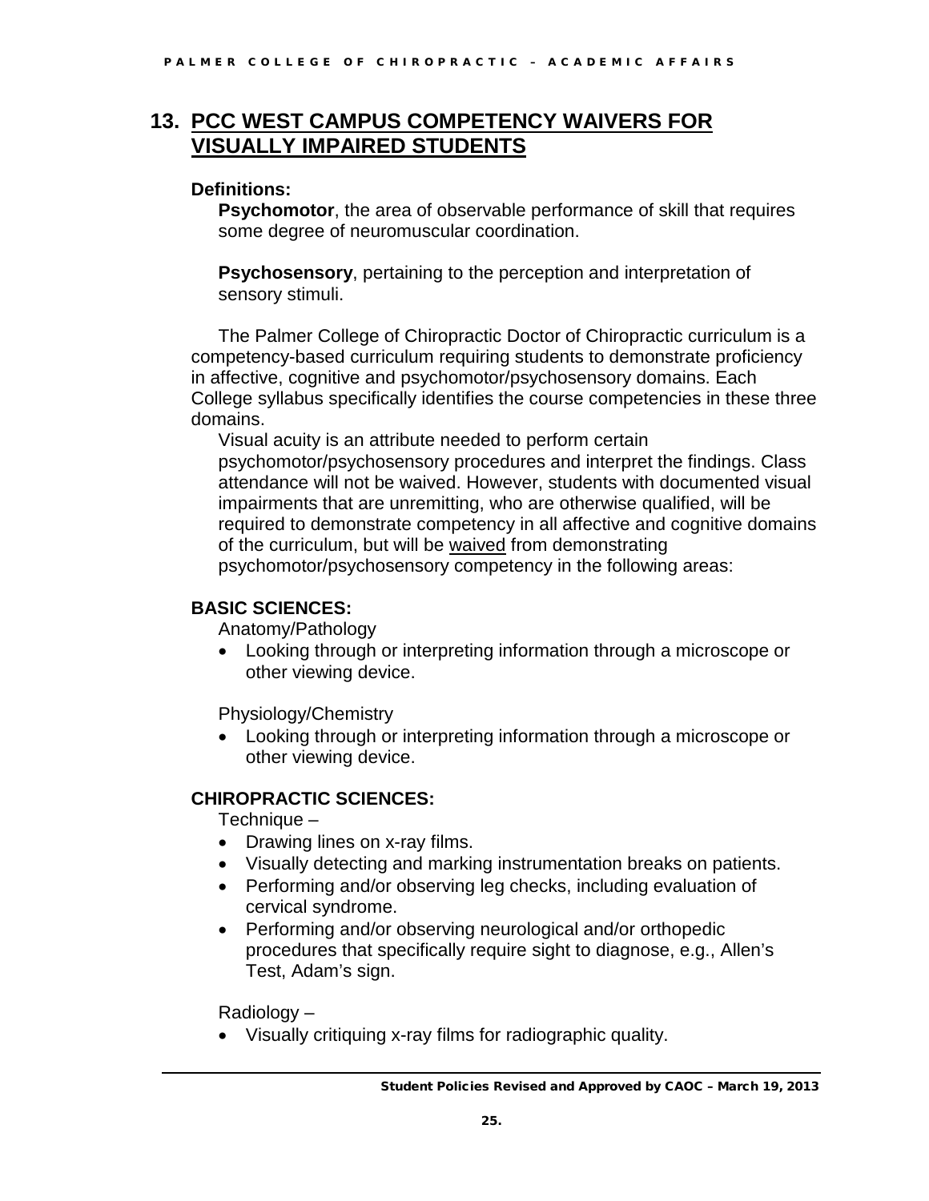## 13. PCC WEST CAMPUS COMPETENCY WAIVERS FOR VISUALLY IMPAIRED STUDENTS

**Definitions:**

**Psychomotor**, the area of observable performance of skill that requires some degree of neuromuscular coordination.

**Psychosensory**, pertaining to the perception and interpretation of sensory stimuli.

The Palmer College of Chiropractic Doctor of Chiropractic curriculum is a competency-based curriculum requiring students to demonstrate proficiency in affective, cognitive and psychomotor/psychosensory domains. Each College syllabus specifically identifies the course competencies in these three domains.

Visual acuity is an attribute needed to perform certain psychomotor/psychosensory procedures and interpret the findings. Class attendance will not be waived. However, students with documented visual impairments that are unremitting, who are otherwise qualified, will be required to demonstrate competency in all affective and cognitive domains of the curriculum, but will be <u>waived</u> from demonstrating psychomotor/psychosensory competency in the following areas:

**BASIC SCIENCES:**

Anatomy/Pathology

- Looking through or interpreting information through a microscope or other viewing device.

Physiology/Chemistry

- Looking through or interpreting information through a microscope or other viewing device.

**CHIROPRACTIC SCIENCES:**

Technique –

- Drawing lines on x-ray films.
- Visually detecting and marking instrumentation breaks on patients.
- Performing and/or observing leg checks, including evaluation of cervical syndrome.
- Performing and/or observing neurological and/or orthopedic procedures that specifically require sight to diagnose, e.g., Allen's Test, Adam's sign.

Radiology –

- Visually critiquing x-ray films for radiographic quality.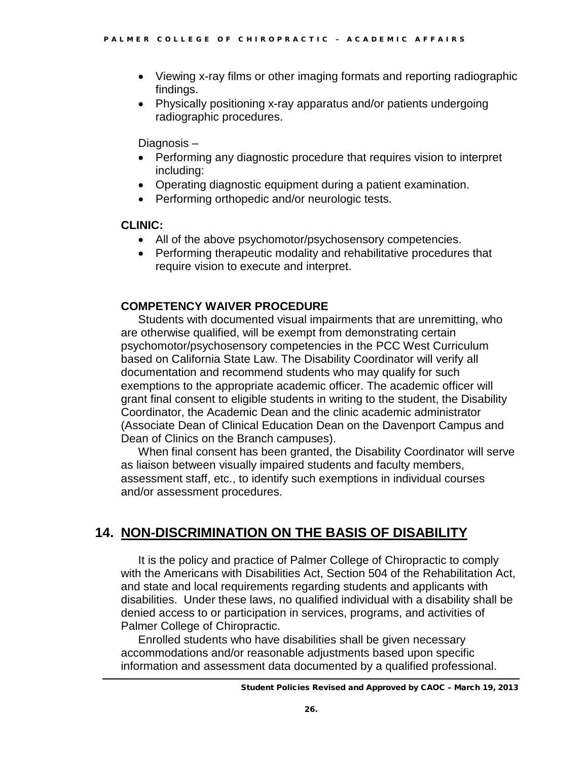- Viewing x-ray films or other imaging formats and reporting radiographic findings.
- Physically positioning x-ray apparatus and/or patients undergoing radiographic procedures.

Diagnosis –

- Performing any diagnostic procedure that requires vision to interpret including:
- Operating diagnostic equipment during a patient examination.
- Performing orthopedic and/or neurologic tests.

**CLINIC:**

- All of the above psychomotor/psychosensory competencies.
- Performing therapeutic modality and rehabilitative procedures that require vision to execute and interpret.

**COMPETENCY WAIVER PROCEDURE**

Students with documented visual impairments that are unremitting, who are otherwise qualified, will be exempt from demonstrating certain psychomotor/psychosensory competencies in the PCC West Curriculum based on California State Law. The Disability Coordinator will verify all documentation and recommend students who may qualify for such exemptions to the appropriate academic officer. The academic officer will grant final consent to eligible students in writing to the student, the Disability Coordinator, the Academic Dean and the clinic academic administrator (Associate Dean of Clinical Education Dean on the Davenport Campus and Dean of Clinics on the Branch campuses).

When final consent has been granted, the Disability Coordinator will serve as liaison between visually impaired students and faculty members, assessment staff, etc., to identify such exemptions in individual courses and/or assessment procedures.

## 14. NON-DISCRIMINATION ON THE BASIS OF DISABILITY

It is the policy and practice of Palmer College of Chiropractic to comply with the Americans with Disabilities Act, Section 504 of the Rehabilitation Act, and state and local requirements regarding students and applicants with disabilities. Under these laws, no qualified individual with a disability shall be denied access to or participation in services, programs, and activities of Palmer College of Chiropractic.

Enrolled students who have disabilities shall be given necessary accommodations and/or reasonable adjustments based upon specific information and assessment data documented by a qualified professional.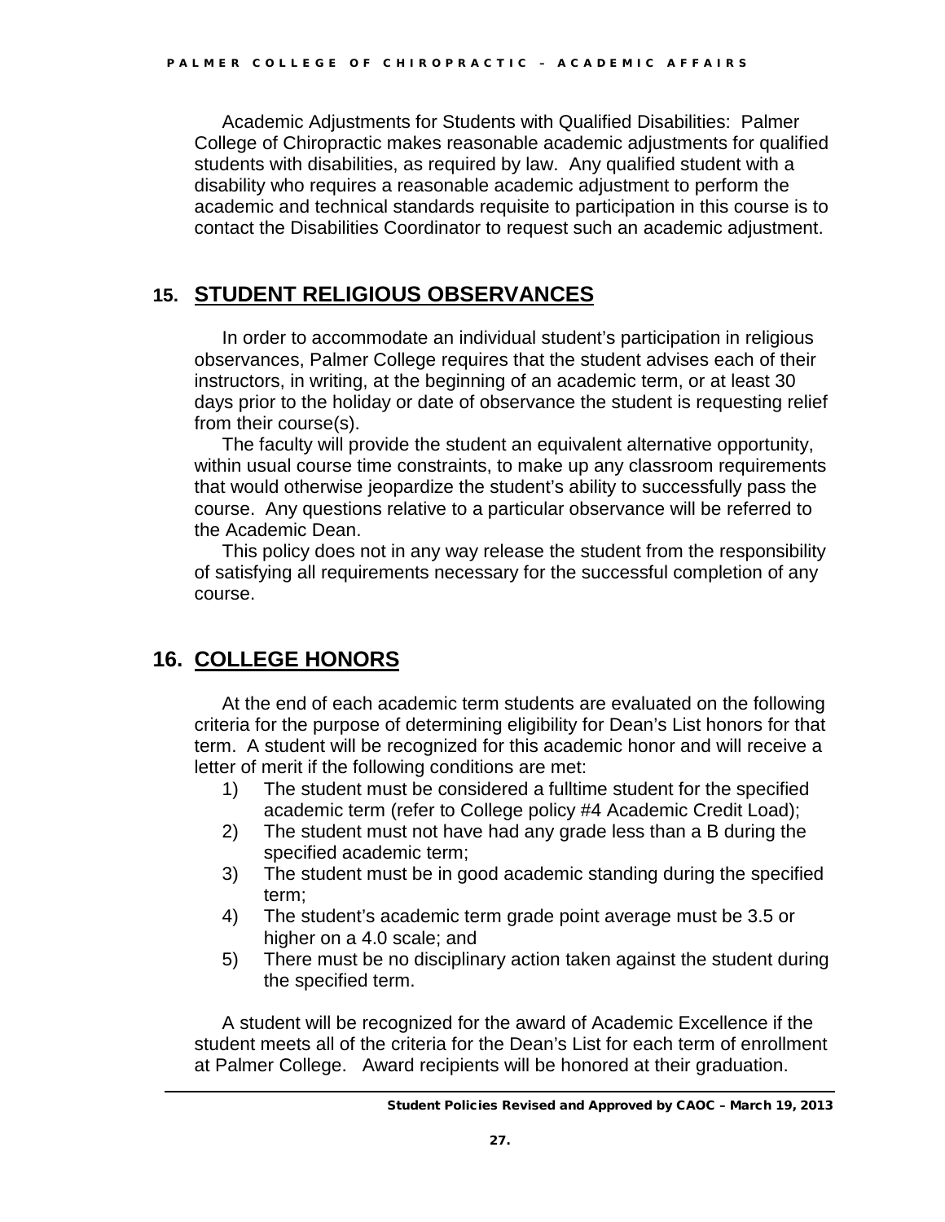Academic Adjustments for Students with Qualified Disabilities: Palmer College of Chiropractic makes reasonable academic adjustments for qualified students with disabilities, as required by law. Any qualified student with a disability who requires a reasonable academic adjustment to perform the academic and technical standards requisite to participation in this course is to contact the Disabilities Coordinator to request such an academic adjustment.

## 15. STUDENT RELIGIOUS OBSERVANCES

In order to accommodate an individual student's participation in religious observances, Palmer College requires that the student advises each of their instructors, in writing, at the beginning of an academic term, or at least 30 days prior to the holiday or date of observance the student is requesting relief from their course(s).

The faculty will provide the student an equivalent alternative opportunity, within usual course time constraints, to make up any classroom requirements that would otherwise jeopardize the student's ability to successfully pass the course. Any questions relative to a particular observance will be referred to the Academic Dean.

This policy does not in any way release the student from the responsibility of satisfying all requirements necessary for the successful completion of any course.

## 16. COLLEGE HONORS

At the end of each academic term students are evaluated on the following criteria for the purpose of determining eligibility for Dean's List honors for that term. A student will be recognized for this academic honor and will receive a letter of merit if the following conditions are met:

1) The student must be considered a fulltime student for the specified academic term (refer to College policy #4 Academic Credit Load);
2) The student must not have had any grade less than a B during the specified academic term;
3) The student must be in good academic standing during the specified term;
4) The student's academic term grade point average must be 3.5 or higher on a 4.0 scale; and
5) There must be no disciplinary action taken against the student during the specified term.

A student will be recognized for the award of Academic Excellence if the student meets all of the criteria for the Dean's List for each term of enrollment at Palmer College. Award recipients will be honored at their graduation.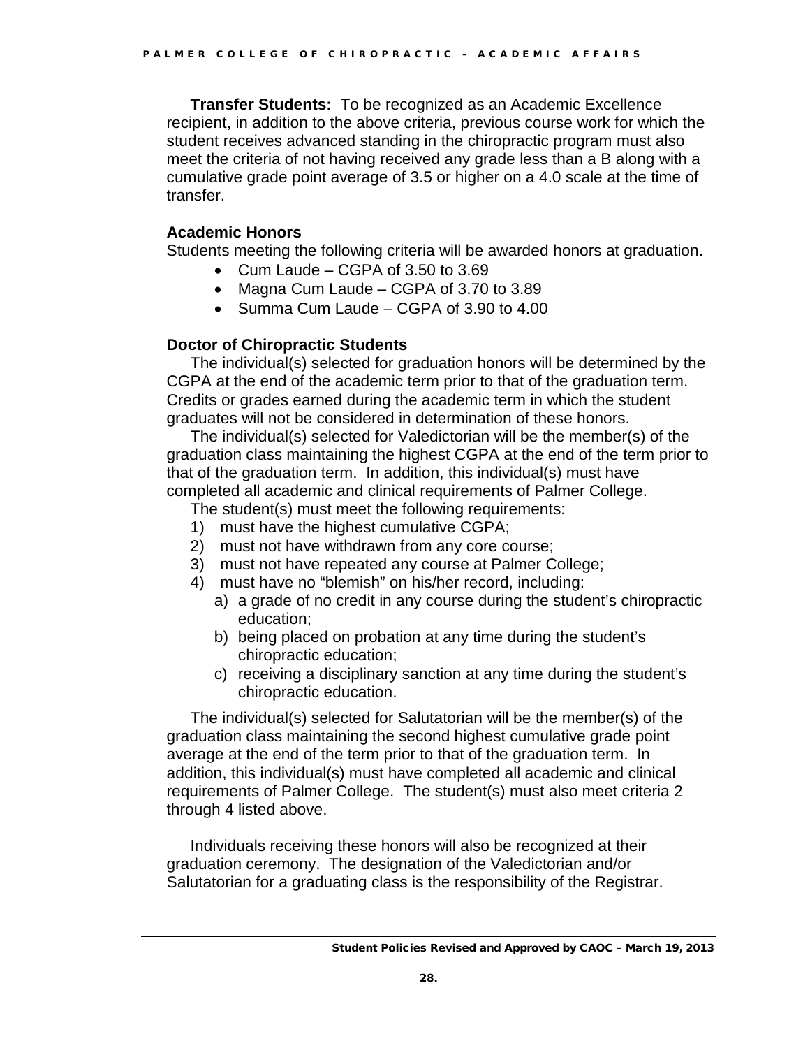**Transfer Students:** To be recognized as an Academic Excellence recipient, in addition to the above criteria, previous course work for which the student receives advanced standing in the chiropractic program must also meet the criteria of not having received any grade less than a B along with a cumulative grade point average of 3.5 or higher on a 4.0 scale at the time of transfer.

### Academic Honors

Students meeting the following criteria will be awarded honors at graduation.

- Cum Laude – CGPA of 3.50 to 3.69
- Magna Cum Laude – CGPA of 3.70 to 3.89
- Summa Cum Laude – CGPA of 3.90 to 4.00

### Doctor of Chiropractic Students

The individual(s) selected for graduation honors will be determined by the CGPA at the end of the academic term prior to that of the graduation term. Credits or grades earned during the academic term in which the student graduates will not be considered in determination of these honors.

The individual(s) selected for Valedictorian will be the member(s) of the graduation class maintaining the highest CGPA at the end of the term prior to that of the graduation term. In addition, this individual(s) must have completed all academic and clinical requirements of Palmer College.

The student(s) must meet the following requirements:

1) must have the highest cumulative CGPA;
2) must not have withdrawn from any core course;
3) must not have repeated any course at Palmer College;
4) must have no "blemish" on his/her record, including:
   a) a grade of no credit in any course during the student's chiropractic education;
   b) being placed on probation at any time during the student's chiropractic education;
   c) receiving a disciplinary sanction at any time during the student's chiropractic education.

The individual(s) selected for Salutatorian will be the member(s) of the graduation class maintaining the second highest cumulative grade point average at the end of the term prior to that of the graduation term. In addition, this individual(s) must have completed all academic and clinical requirements of Palmer College. The student(s) must also meet criteria 2 through 4 listed above.

Individuals receiving these honors will also be recognized at their graduation ceremony. The designation of the Valedictorian and/or Salutatorian for a graduating class is the responsibility of the Registrar.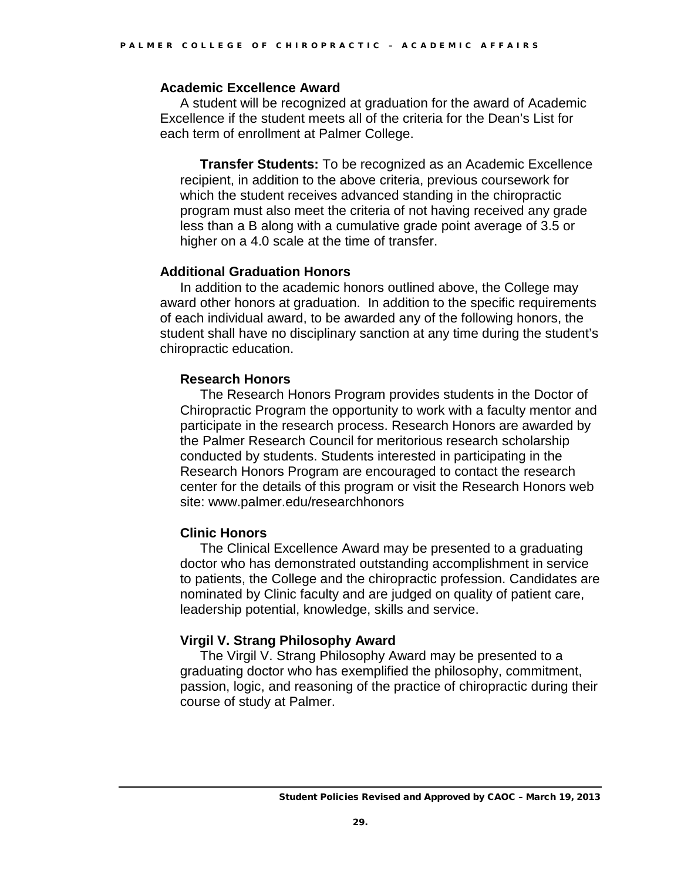### Academic Excellence Award

A student will be recognized at graduation for the award of Academic Excellence if the student meets all of the criteria for the Dean's List for each term of enrollment at Palmer College.

**Transfer Students:** To be recognized as an Academic Excellence recipient, in addition to the above criteria, previous coursework for which the student receives advanced standing in the chiropractic program must also meet the criteria of not having received any grade less than a B along with a cumulative grade point average of 3.5 or higher on a 4.0 scale at the time of transfer.

### Additional Graduation Honors

In addition to the academic honors outlined above, the College may award other honors at graduation. In addition to the specific requirements of each individual award, to be awarded any of the following honors, the student shall have no disciplinary sanction at any time during the student's chiropractic education.

#### Research Honors

The Research Honors Program provides students in the Doctor of Chiropractic Program the opportunity to work with a faculty mentor and participate in the research process. Research Honors are awarded by the Palmer Research Council for meritorious research scholarship conducted by students. Students interested in participating in the Research Honors Program are encouraged to contact the research center for the details of this program or visit the Research Honors web site: www.palmer.edu/researchhonors

#### Clinic Honors

The Clinical Excellence Award may be presented to a graduating doctor who has demonstrated outstanding accomplishment in service to patients, the College and the chiropractic profession. Candidates are nominated by Clinic faculty and are judged on quality of patient care, leadership potential, knowledge, skills and service.

#### Virgil V. Strang Philosophy Award

The Virgil V. Strang Philosophy Award may be presented to a graduating doctor who has exemplified the philosophy, commitment, passion, logic, and reasoning of the practice of chiropractic during their course of study at Palmer.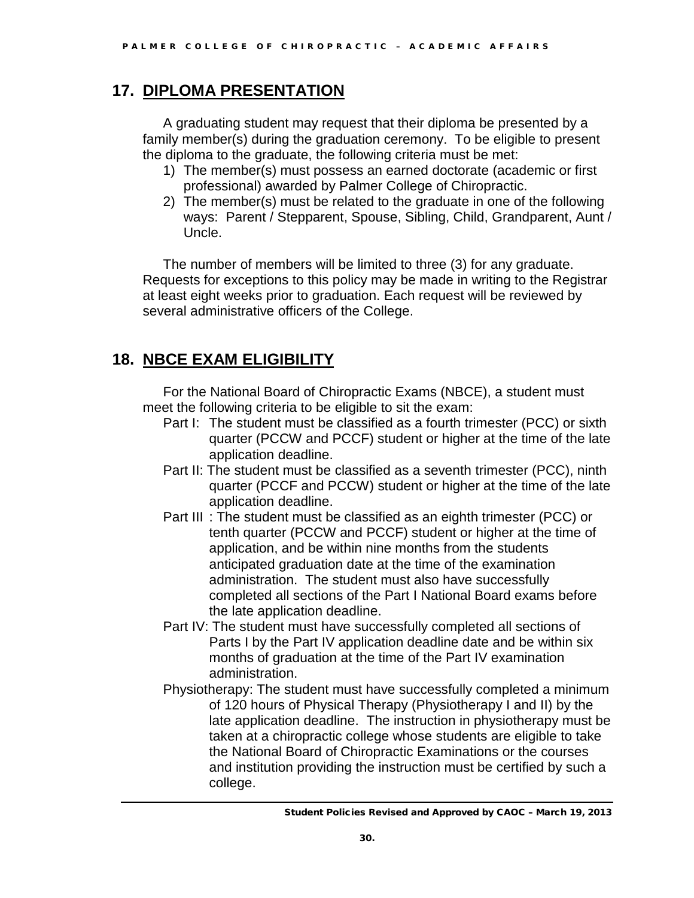## 17. DIPLOMA PRESENTATION

A graduating student may request that their diploma be presented by a family member(s) during the graduation ceremony. To be eligible to present the diploma to the graduate, the following criteria must be met:

1) The member(s) must possess an earned doctorate (academic or first professional) awarded by Palmer College of Chiropractic.
2) The member(s) must be related to the graduate in one of the following ways: Parent / Stepparent, Spouse, Sibling, Child, Grandparent, Aunt / Uncle.

The number of members will be limited to three (3) for any graduate. Requests for exceptions to this policy may be made in writing to the Registrar at least eight weeks prior to graduation. Each request will be reviewed by several administrative officers of the College.

## 18. NBCE EXAM ELIGIBILITY

For the National Board of Chiropractic Exams (NBCE), a student must meet the following criteria to be eligible to sit the exam:

Part I: The student must be classified as a fourth trimester (PCC) or sixth quarter (PCCW and PCCF) student or higher at the time of the late application deadline.

Part II: The student must be classified as a seventh trimester (PCC), ninth quarter (PCCF and PCCW) student or higher at the time of the late application deadline.

Part III : The student must be classified as an eighth trimester (PCC) or tenth quarter (PCCW and PCCF) student or higher at the time of application, and be within nine months from the students anticipated graduation date at the time of the examination administration. The student must also have successfully completed all sections of the Part I National Board exams before the late application deadline.

Part IV: The student must have successfully completed all sections of Parts I by the Part IV application deadline date and be within six months of graduation at the time of the Part IV examination administration.

Physiotherapy: The student must have successfully completed a minimum of 120 hours of Physical Therapy (Physiotherapy I and II) by the late application deadline. The instruction in physiotherapy must be taken at a chiropractic college whose students are eligible to take the National Board of Chiropractic Examinations or the courses and institution providing the instruction must be certified by such a college.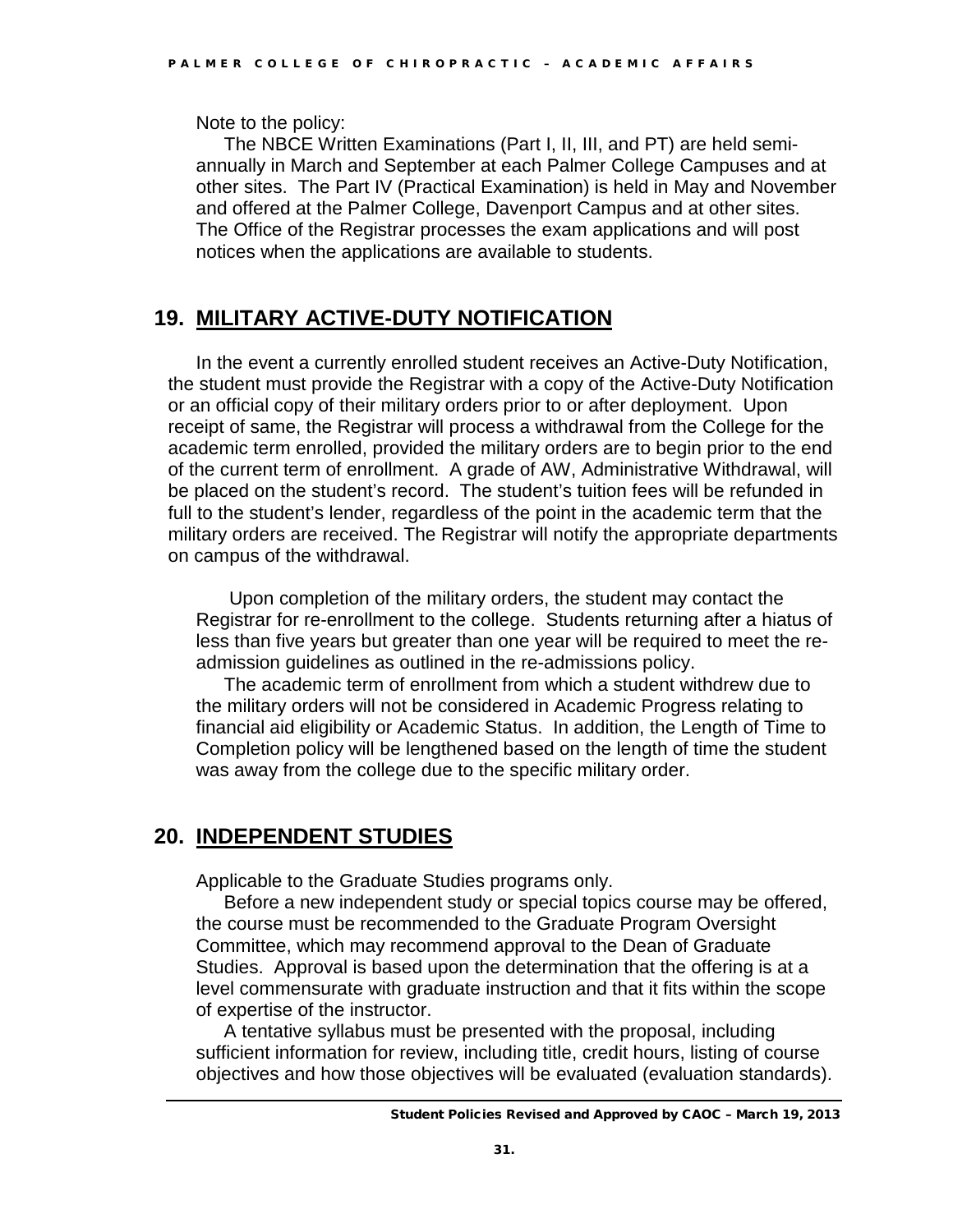Note to the policy:

The NBCE Written Examinations (Part I, II, III, and PT) are held semi-annually in March and September at each Palmer College Campuses and at other sites. The Part IV (Practical Examination) is held in May and November and offered at the Palmer College, Davenport Campus and at other sites. The Office of the Registrar processes the exam applications and will post notices when the applications are available to students.

## 19. MILITARY ACTIVE-DUTY NOTIFICATION

In the event a currently enrolled student receives an Active-Duty Notification, the student must provide the Registrar with a copy of the Active-Duty Notification or an official copy of their military orders prior to or after deployment. Upon receipt of same, the Registrar will process a withdrawal from the College for the academic term enrolled, provided the military orders are to begin prior to the end of the current term of enrollment. A grade of AW, Administrative Withdrawal, will be placed on the student's record. The student's tuition fees will be refunded in full to the student's lender, regardless of the point in the academic term that the military orders are received. The Registrar will notify the appropriate departments on campus of the withdrawal.

Upon completion of the military orders, the student may contact the Registrar for re-enrollment to the college. Students returning after a hiatus of less than five years but greater than one year will be required to meet the re-admission guidelines as outlined in the re-admissions policy.

The academic term of enrollment from which a student withdrew due to the military orders will not be considered in Academic Progress relating to financial aid eligibility or Academic Status. In addition, the Length of Time to Completion policy will be lengthened based on the length of time the student was away from the college due to the specific military order.

## 20. INDEPENDENT STUDIES

Applicable to the Graduate Studies programs only.

Before a new independent study or special topics course may be offered, the course must be recommended to the Graduate Program Oversight Committee, which may recommend approval to the Dean of Graduate Studies. Approval is based upon the determination that the offering is at a level commensurate with graduate instruction and that it fits within the scope of expertise of the instructor.

A tentative syllabus must be presented with the proposal, including sufficient information for review, including title, credit hours, listing of course objectives and how those objectives will be evaluated (evaluation standards).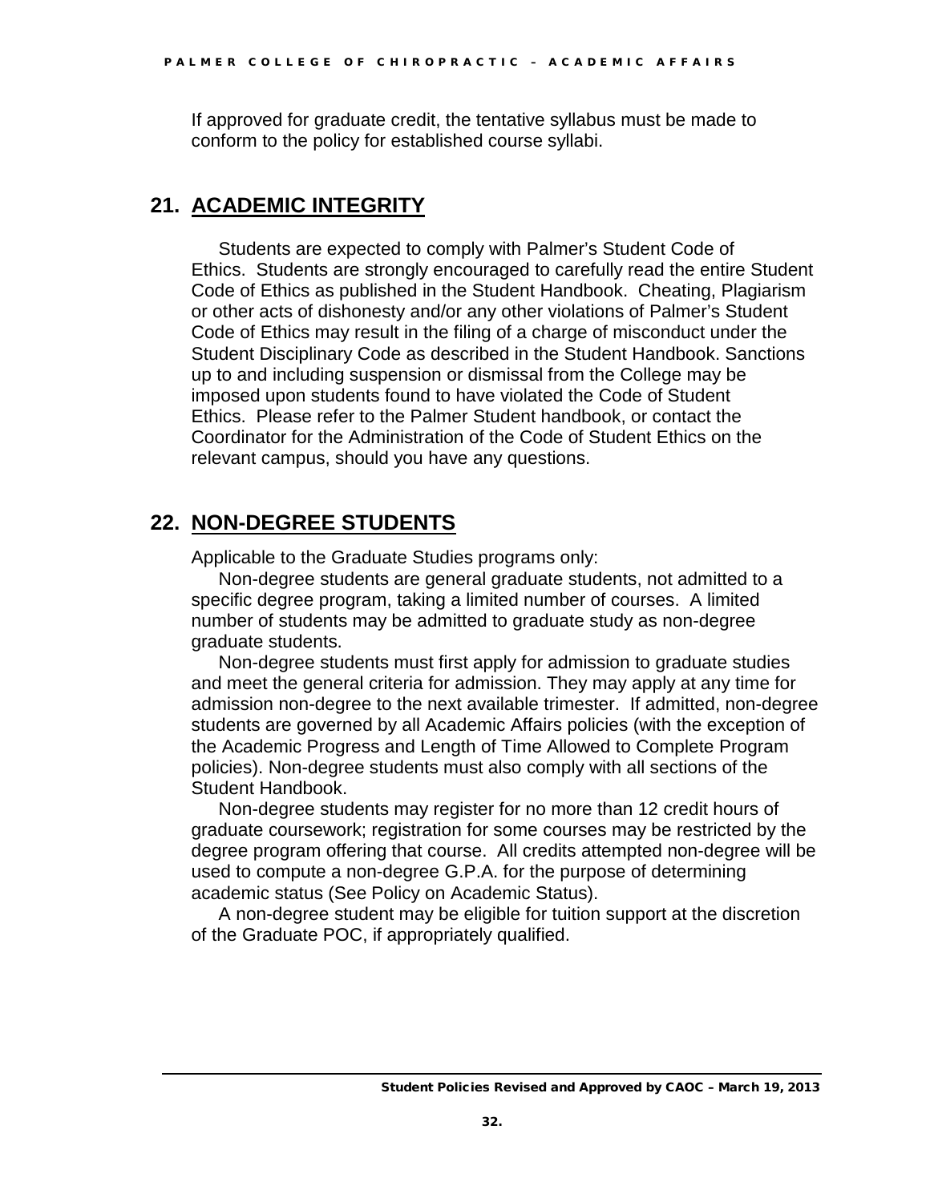If approved for graduate credit, the tentative syllabus must be made to conform to the policy for established course syllabi.

## 21. ACADEMIC INTEGRITY

Students are expected to comply with Palmer's Student Code of Ethics. Students are strongly encouraged to carefully read the entire Student Code of Ethics as published in the Student Handbook. Cheating, Plagiarism or other acts of dishonesty and/or any other violations of Palmer's Student Code of Ethics may result in the filing of a charge of misconduct under the Student Disciplinary Code as described in the Student Handbook. Sanctions up to and including suspension or dismissal from the College may be imposed upon students found to have violated the Code of Student Ethics. Please refer to the Palmer Student handbook, or contact the Coordinator for the Administration of the Code of Student Ethics on the relevant campus, should you have any questions.

## 22. NON-DEGREE STUDENTS

Applicable to the Graduate Studies programs only:

Non-degree students are general graduate students, not admitted to a specific degree program, taking a limited number of courses. A limited number of students may be admitted to graduate study as non-degree graduate students.

Non-degree students must first apply for admission to graduate studies and meet the general criteria for admission. They may apply at any time for admission non-degree to the next available trimester. If admitted, non-degree students are governed by all Academic Affairs policies (with the exception of the Academic Progress and Length of Time Allowed to Complete Program policies). Non-degree students must also comply with all sections of the Student Handbook.

Non-degree students may register for no more than 12 credit hours of graduate coursework; registration for some courses may be restricted by the degree program offering that course. All credits attempted non-degree will be used to compute a non-degree G.P.A. for the purpose of determining academic status (See Policy on Academic Status).

A non-degree student may be eligible for tuition support at the discretion of the Graduate POC, if appropriately qualified.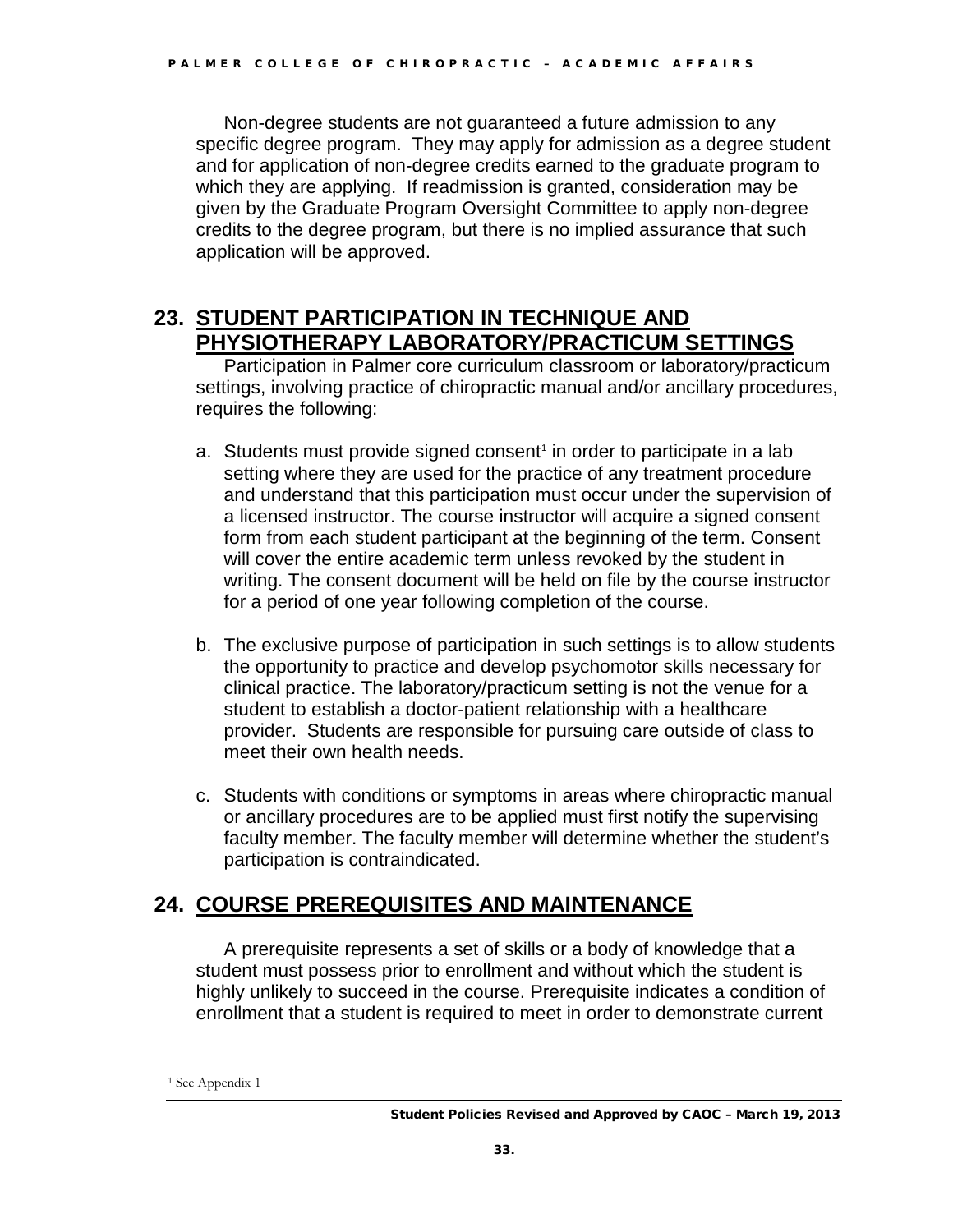Non-degree students are not guaranteed a future admission to any specific degree program. They may apply for admission as a degree student and for application of non-degree credits earned to the graduate program to which they are applying. If readmission is granted, consideration may be given by the Graduate Program Oversight Committee to apply non-degree credits to the degree program, but there is no implied assurance that such application will be approved.

## 23. STUDENT PARTICIPATION IN TECHNIQUE AND PHYSIOTHERAPY LABORATORY/PRACTICUM SETTINGS

Participation in Palmer core curriculum classroom or laboratory/practicum settings, involving practice of chiropractic manual and/or ancillary procedures, requires the following:

a. Students must provide signed consent[1] in order to participate in a lab setting where they are used for the practice of any treatment procedure and understand that this participation must occur under the supervision of a licensed instructor. The course instructor will acquire a signed consent form from each student participant at the beginning of the term. Consent will cover the entire academic term unless revoked by the student in writing. The consent document will be held on file by the course instructor for a period of one year following completion of the course.

b. The exclusive purpose of participation in such settings is to allow students the opportunity to practice and develop psychomotor skills necessary for clinical practice. The laboratory/practicum setting is not the venue for a student to establish a doctor-patient relationship with a healthcare provider. Students are responsible for pursuing care outside of class to meet their own health needs.

c. Students with conditions or symptoms in areas where chiropractic manual or ancillary procedures are to be applied must first notify the supervising faculty member. The faculty member will determine whether the student's participation is contraindicated.

## 24. COURSE PREREQUISITES AND MAINTENANCE

A prerequisite represents a set of skills or a body of knowledge that a student must possess prior to enrollment and without which the student is highly unlikely to succeed in the course. Prerequisite indicates a condition of enrollment that a student is required to meet in order to demonstrate current

[1] See Appendix 1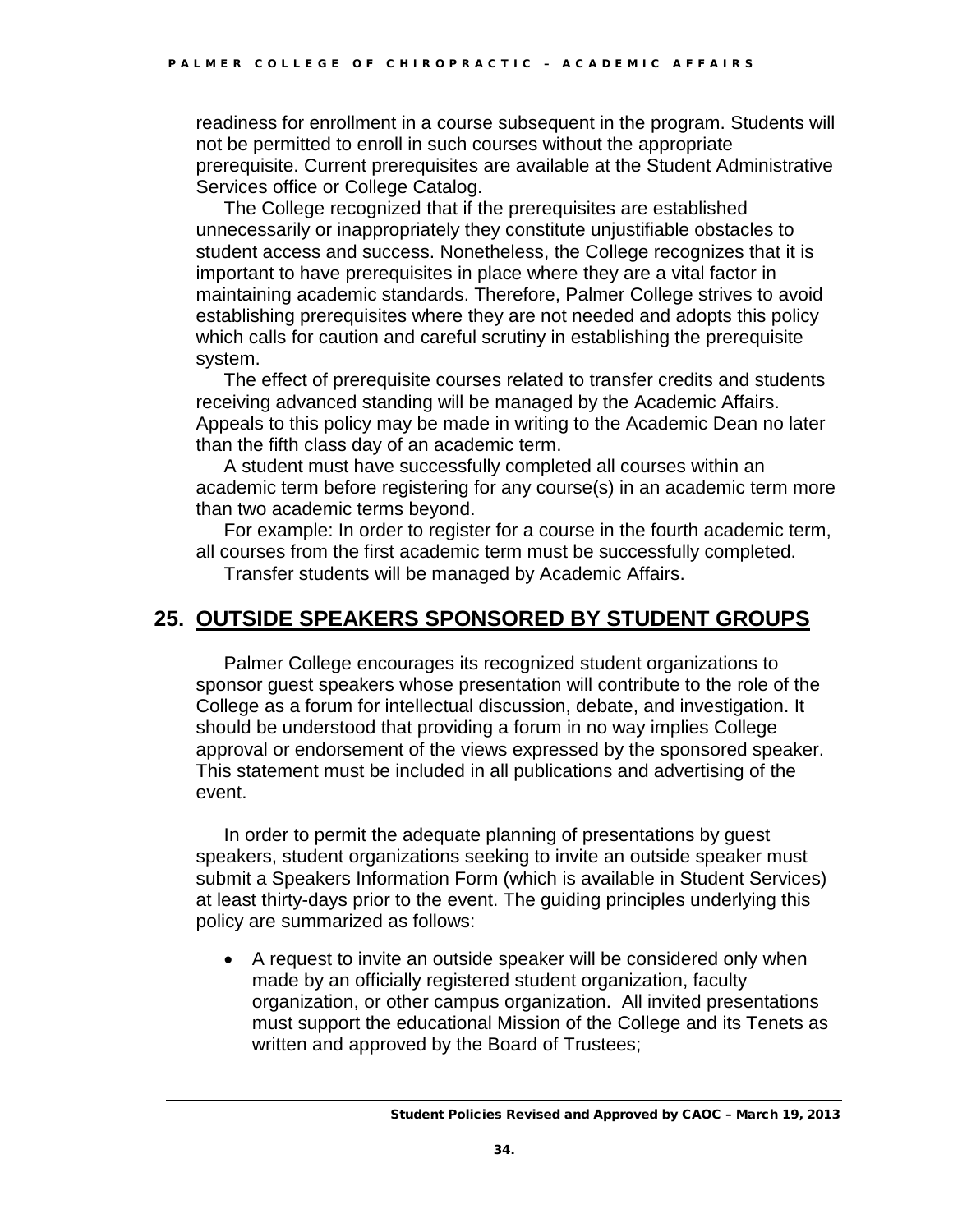readiness for enrollment in a course subsequent in the program. Students will not be permitted to enroll in such courses without the appropriate prerequisite. Current prerequisites are available at the Student Administrative Services office or College Catalog.

The College recognized that if the prerequisites are established unnecessarily or inappropriately they constitute unjustifiable obstacles to student access and success. Nonetheless, the College recognizes that it is important to have prerequisites in place where they are a vital factor in maintaining academic standards. Therefore, Palmer College strives to avoid establishing prerequisites where they are not needed and adopts this policy which calls for caution and careful scrutiny in establishing the prerequisite system.

The effect of prerequisite courses related to transfer credits and students receiving advanced standing will be managed by the Academic Affairs. Appeals to this policy may be made in writing to the Academic Dean no later than the fifth class day of an academic term.

A student must have successfully completed all courses within an academic term before registering for any course(s) in an academic term more than two academic terms beyond.

For example: In order to register for a course in the fourth academic term, all courses from the first academic term must be successfully completed.

Transfer students will be managed by Academic Affairs.

## 25. OUTSIDE SPEAKERS SPONSORED BY STUDENT GROUPS

Palmer College encourages its recognized student organizations to sponsor guest speakers whose presentation will contribute to the role of the College as a forum for intellectual discussion, debate, and investigation. It should be understood that providing a forum in no way implies College approval or endorsement of the views expressed by the sponsored speaker. This statement must be included in all publications and advertising of the event.

In order to permit the adequate planning of presentations by guest speakers, student organizations seeking to invite an outside speaker must submit a Speakers Information Form (which is available in Student Services) at least thirty-days prior to the event. The guiding principles underlying this policy are summarized as follows:

- A request to invite an outside speaker will be considered only when made by an officially registered student organization, faculty organization, or other campus organization. All invited presentations must support the educational Mission of the College and its Tenets as written and approved by the Board of Trustees;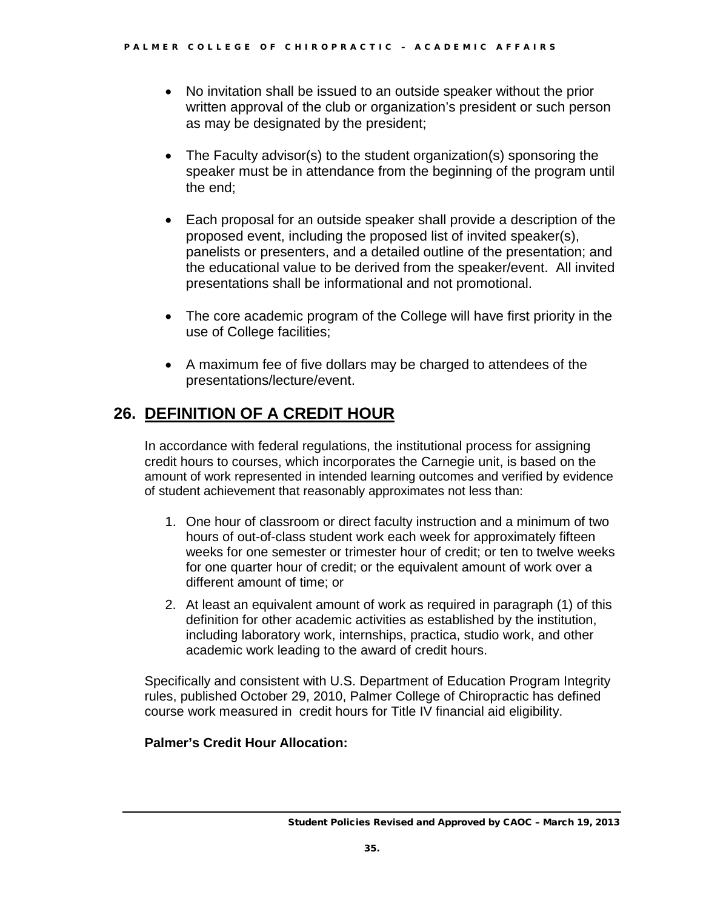- No invitation shall be issued to an outside speaker without the prior written approval of the club or organization's president or such person as may be designated by the president;

- The Faculty advisor(s) to the student organization(s) sponsoring the speaker must be in attendance from the beginning of the program until the end;

- Each proposal for an outside speaker shall provide a description of the proposed event, including the proposed list of invited speaker(s), panelists or presenters, and a detailed outline of the presentation; and the educational value to be derived from the speaker/event. All invited presentations shall be informational and not promotional.

- The core academic program of the College will have first priority in the use of College facilities;

- A maximum fee of five dollars may be charged to attendees of the presentations/lecture/event.

## 26. DEFINITION OF A CREDIT HOUR

In accordance with federal regulations, the institutional process for assigning credit hours to courses, which incorporates the Carnegie unit, is based on the amount of work represented in intended learning outcomes and verified by evidence of student achievement that reasonably approximates not less than:

1. One hour of classroom or direct faculty instruction and a minimum of two hours of out-of-class student work each week for approximately fifteen weeks for one semester or trimester hour of credit; or ten to twelve weeks for one quarter hour of credit; or the equivalent amount of work over a different amount of time; or
2. At least an equivalent amount of work as required in paragraph (1) of this definition for other academic activities as established by the institution, including laboratory work, internships, practica, studio work, and other academic work leading to the award of credit hours.

Specifically and consistent with U.S. Department of Education Program Integrity rules, published October 29, 2010, Palmer College of Chiropractic has defined course work measured in credit hours for Title IV financial aid eligibility.

**Palmer's Credit Hour Allocation:**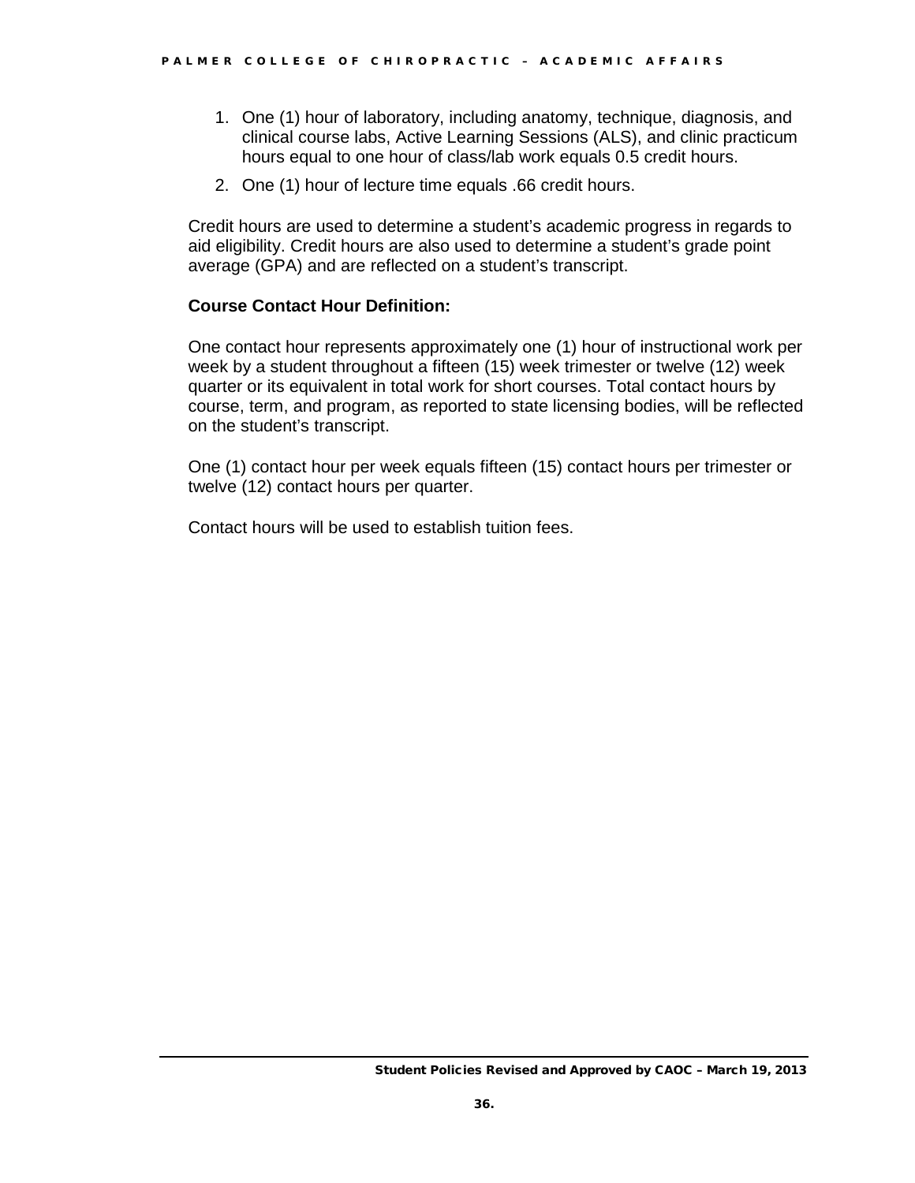1. One (1) hour of laboratory, including anatomy, technique, diagnosis, and clinical course labs, Active Learning Sessions (ALS), and clinic practicum hours equal to one hour of class/lab work equals 0.5 credit hours.
2. One (1) hour of lecture time equals .66 credit hours.

Credit hours are used to determine a student's academic progress in regards to aid eligibility. Credit hours are also used to determine a student's grade point average (GPA) and are reflected on a student's transcript.

**Course Contact Hour Definition:**

One contact hour represents approximately one (1) hour of instructional work per week by a student throughout a fifteen (15) week trimester or twelve (12) week quarter or its equivalent in total work for short courses. Total contact hours by course, term, and program, as reported to state licensing bodies, will be reflected on the student's transcript.

One (1) contact hour per week equals fifteen (15) contact hours per trimester or twelve (12) contact hours per quarter.

Contact hours will be used to establish tuition fees.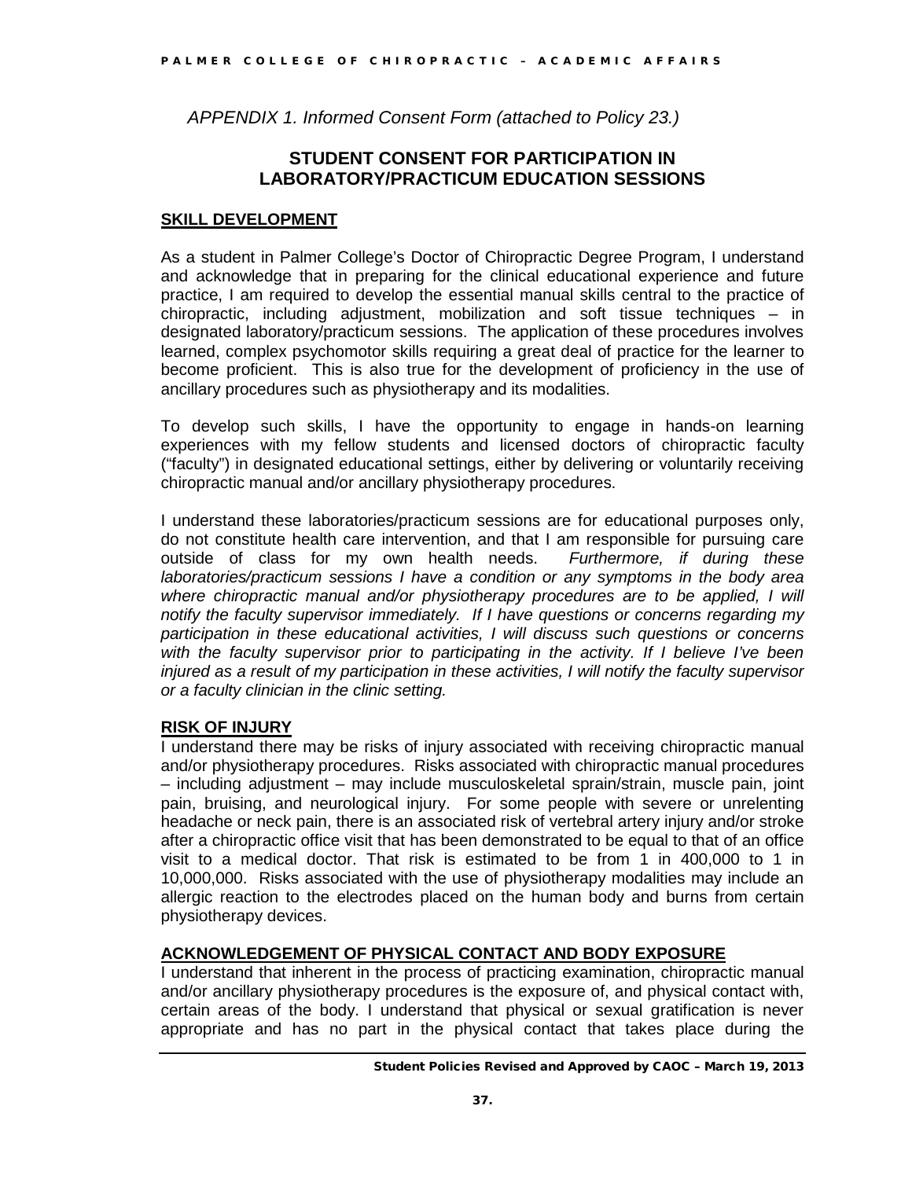*APPENDIX 1. Informed Consent Form (attached to Policy 23.)*

## STUDENT CONSENT FOR PARTICIPATION IN LABORATORY/PRACTICUM EDUCATION SESSIONS

**SKILL DEVELOPMENT**

As a student in Palmer College's Doctor of Chiropractic Degree Program, I understand and acknowledge that in preparing for the clinical educational experience and future practice, I am required to develop the essential manual skills central to the practice of chiropractic, including adjustment, mobilization and soft tissue techniques – in designated laboratory/practicum sessions. The application of these procedures involves learned, complex psychomotor skills requiring a great deal of practice for the learner to become proficient. This is also true for the development of proficiency in the use of ancillary procedures such as physiotherapy and its modalities.

To develop such skills, I have the opportunity to engage in hands-on learning experiences with my fellow students and licensed doctors of chiropractic faculty ("faculty") in designated educational settings, either by delivering or voluntarily receiving chiropractic manual and/or ancillary physiotherapy procedures.

I understand these laboratories/practicum sessions are for educational purposes only, do not constitute health care intervention, and that I am responsible for pursuing care outside of class for my own health needs. *Furthermore, if during these laboratories/practicum sessions I have a condition or any symptoms in the body area where chiropractic manual and/or physiotherapy procedures are to be applied, I will notify the faculty supervisor immediately. If I have questions or concerns regarding my participation in these educational activities, I will discuss such questions or concerns with the faculty supervisor prior to participating in the activity. If I believe I've been injured as a result of my participation in these activities, I will notify the faculty supervisor or a faculty clinician in the clinic setting.*

**RISK OF INJURY**

I understand there may be risks of injury associated with receiving chiropractic manual and/or physiotherapy procedures. Risks associated with chiropractic manual procedures – including adjustment – may include musculoskeletal sprain/strain, muscle pain, joint pain, bruising, and neurological injury. For some people with severe or unrelenting headache or neck pain, there is an associated risk of vertebral artery injury and/or stroke after a chiropractic office visit that has been demonstrated to be equal to that of an office visit to a medical doctor. That risk is estimated to be from 1 in 400,000 to 1 in 10,000,000. Risks associated with the use of physiotherapy modalities may include an allergic reaction to the electrodes placed on the human body and burns from certain physiotherapy devices.

**ACKNOWLEDGEMENT OF PHYSICAL CONTACT AND BODY EXPOSURE**

I understand that inherent in the process of practicing examination, chiropractic manual and/or ancillary physiotherapy procedures is the exposure of, and physical contact with, certain areas of the body. I understand that physical or sexual gratification is never appropriate and has no part in the physical contact that takes place during the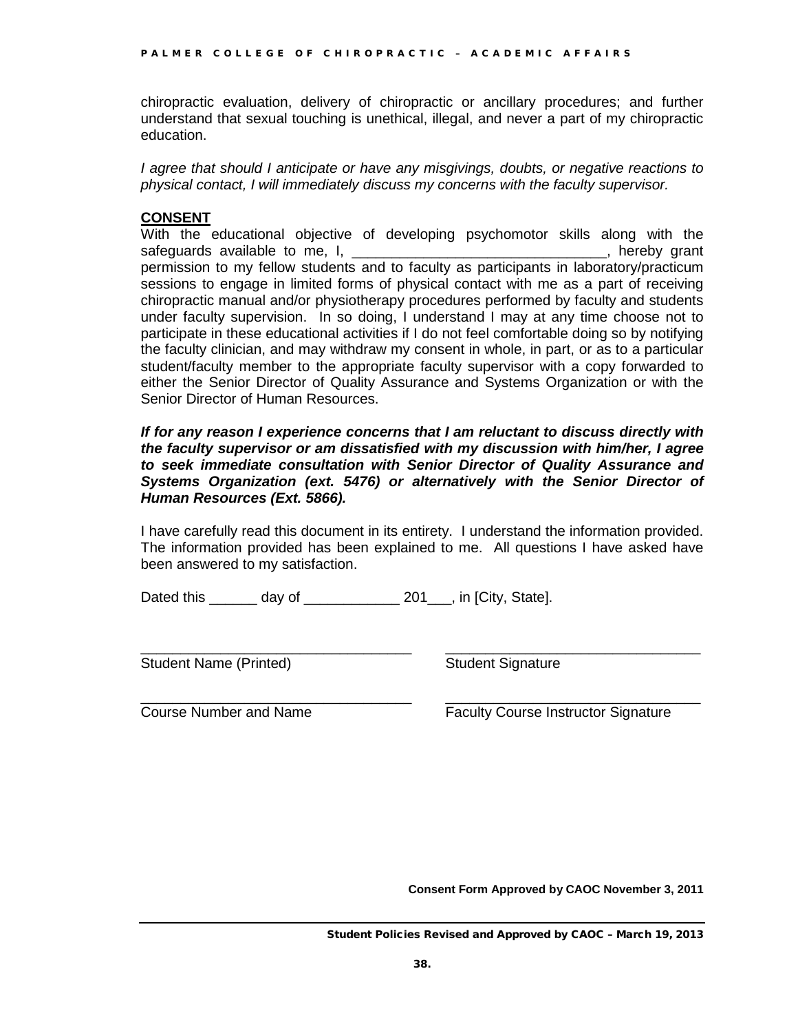chiropractic evaluation, delivery of chiropractic or ancillary procedures; and further understand that sexual touching is unethical, illegal, and never a part of my chiropractic education.

*I agree that should I anticipate or have any misgivings, doubts, or negative reactions to physical contact, I will immediately discuss my concerns with the faculty supervisor.*

**CONSENT**

With the educational objective of developing psychomotor skills along with the safeguards available to me, I, ________________________________, hereby grant permission to my fellow students and to faculty as participants in laboratory/practicum sessions to engage in limited forms of physical contact with me as a part of receiving chiropractic manual and/or physiotherapy procedures performed by faculty and students under faculty supervision. In so doing, I understand I may at any time choose not to participate in these educational activities if I do not feel comfortable doing so by notifying the faculty clinician, and may withdraw my consent in whole, in part, or as to a particular student/faculty member to the appropriate faculty supervisor with a copy forwarded to either the Senior Director of Quality Assurance and Systems Organization or with the Senior Director of Human Resources.

***If for any reason I experience concerns that I am reluctant to discuss directly with the faculty supervisor or am dissatisfied with my discussion with him/her, I agree to seek immediate consultation with Senior Director of Quality Assurance and Systems Organization (ext. 5476) or alternatively with the Senior Director of Human Resources (Ext. 5866).***

I have carefully read this document in its entirety. I understand the information provided. The information provided has been explained to me. All questions I have asked have been answered to my satisfaction.

Dated this ______ day of ____________ 201___, in [City, State].

___________________________________ ________________________________

Student Name (Printed) Student Signature

___________________________________ ________________________________

Course Number and Name Faculty Course Instructor Signature

**Consent Form Approved by CAOC November 3, 2011**

Student Policies Revised and Approved by CAOC – March 19, 2013